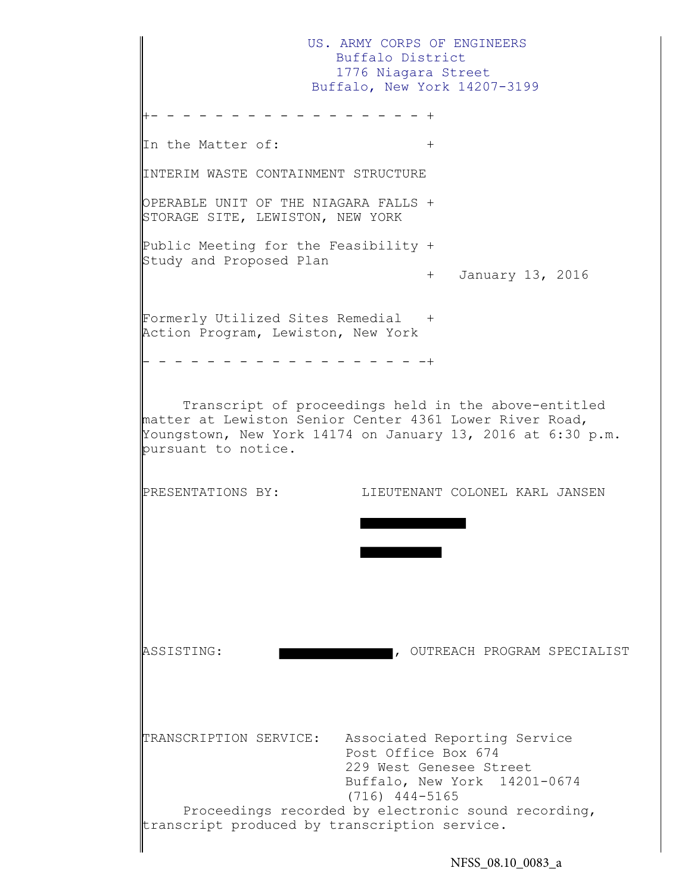US. ARMY CORPS OF ENGINEERS
Buffalo District
1776 Niagara Street
Buffalo, New York 14207-3199

+- - - - - - - - - - - - - - - - - - +

In the Matter of: +

INTERIM WASTE CONTAINMENT STRUCTURE

OPERABLE UNIT OF THE NIAGARA FALLS +
STORAGE SITE, LEWISTON, NEW YORK

Public Meeting for the Feasibility +
Study and Proposed Plan
+ January 13, 2016

Formerly Utilized Sites Remedial +
Action Program, Lewiston, New York

- - - - - - - - - - - - - - - - - - -+

Transcript of proceedings held in the above-entitled matter at Lewiston Senior Center 4361 Lower River Road, Youngstown, New York 14174 on January 13, 2016 at 6:30 p.m. pursuant to notice.

PRESENTATIONS BY: LIEUTENANT COLONEL KARL JANSEN

[REDACTED]

[REDACTED]

ASSISTING: [REDACTED], OUTREACH PROGRAM SPECIALIST

TRANSCRIPTION SERVICE: Associated Reporting Service
Post Office Box 674
229 West Genesee Street
Buffalo, New York 14201-0674
(716) 444-5165

Proceedings recorded by electronic sound recording, transcript produced by transcription service.

NFSS_08.10_0083_a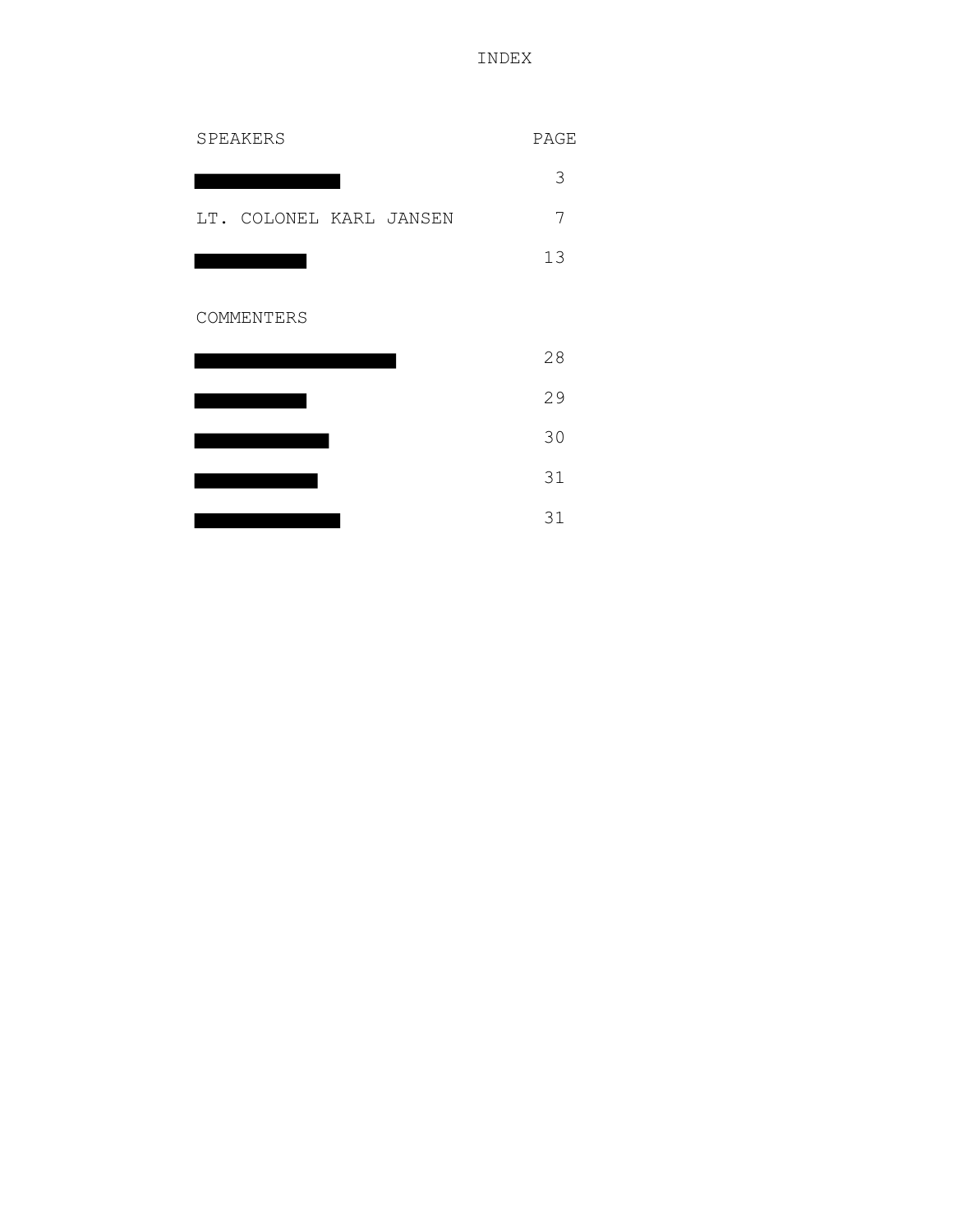# INDEX

| SPEAKERS | PAGE |
|---|---|
| [REDACTED] | 3 |
| LT. COLONEL KARL JANSEN | 7 |
| [REDACTED] | 13 |
| **COMMENTERS** | |
| [REDACTED] | 28 |
| [REDACTED] | 29 |
| [REDACTED] | 30 |
| [REDACTED] | 31 |
| [REDACTED] | 31 |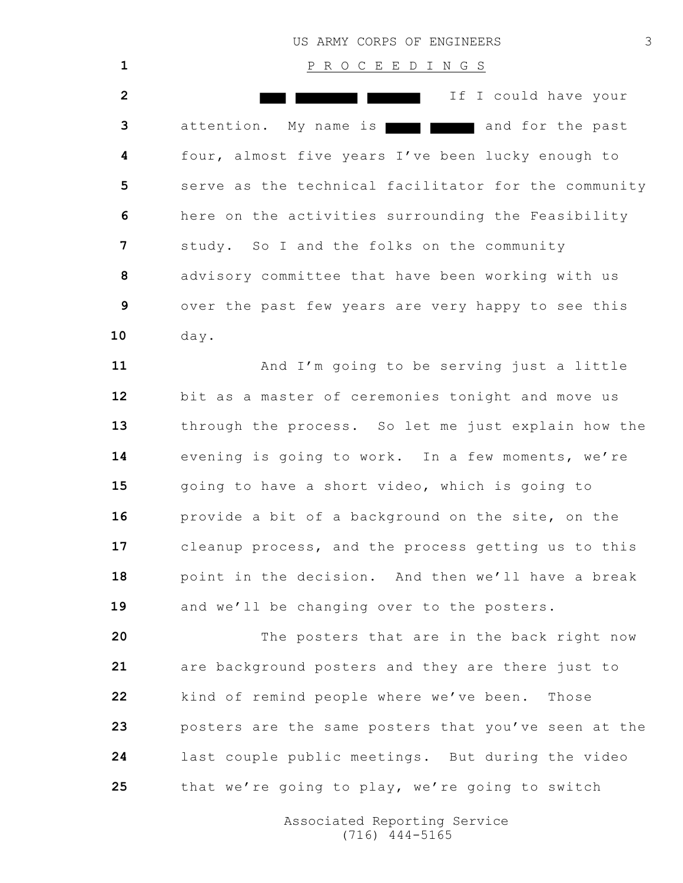P R O C E E D I N G S

██ ████ ████ If I could have your attention. My name is ███ ███ and for the past four, almost five years I've been lucky enough to serve as the technical facilitator for the community here on the activities surrounding the Feasibility study. So I and the folks on the community advisory committee that have been working with us over the past few years are very happy to see this day.

And I'm going to be serving just a little bit as a master of ceremonies tonight and move us through the process. So let me just explain how the evening is going to work. In a few moments, we're going to have a short video, which is going to provide a bit of a background on the site, on the cleanup process, and the process getting us to this point in the decision. And then we'll have a break and we'll be changing over to the posters.

The posters that are in the back right now are background posters and they are there just to kind of remind people where we've been. Those posters are the same posters that you've seen at the last couple public meetings. But during the video that we're going to play, we're going to switch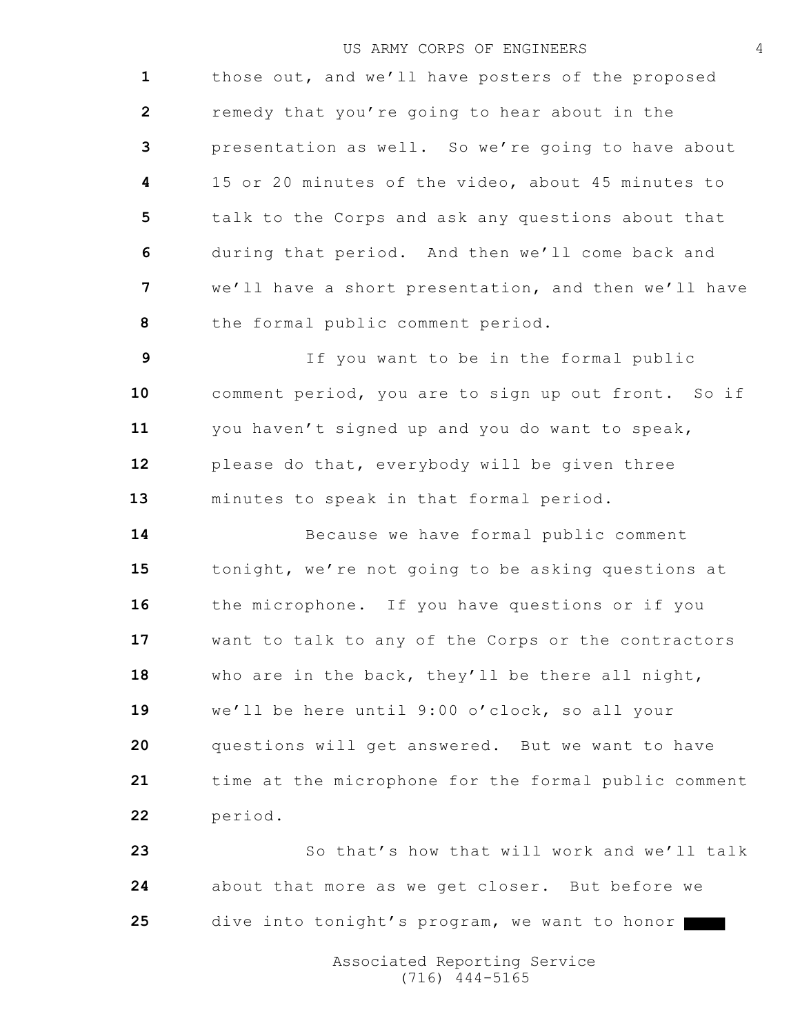those out, and we'll have posters of the proposed remedy that you're going to hear about in the presentation as well. So we're going to have about 15 or 20 minutes of the video, about 45 minutes to talk to the Corps and ask any questions about that during that period. And then we'll come back and we'll have a short presentation, and then we'll have the formal public comment period.

If you want to be in the formal public comment period, you are to sign up out front. So if you haven't signed up and you do want to speak, please do that, everybody will be given three minutes to speak in that formal period.

Because we have formal public comment tonight, we're not going to be asking questions at the microphone. If you have questions or if you want to talk to any of the Corps or the contractors who are in the back, they'll be there all night, we'll be here until 9:00 o'clock, so all your questions will get answered. But we want to have time at the microphone for the formal public comment period.

So that's how that will work and we'll talk about that more as we get closer. But before we dive into tonight's program, we want to honor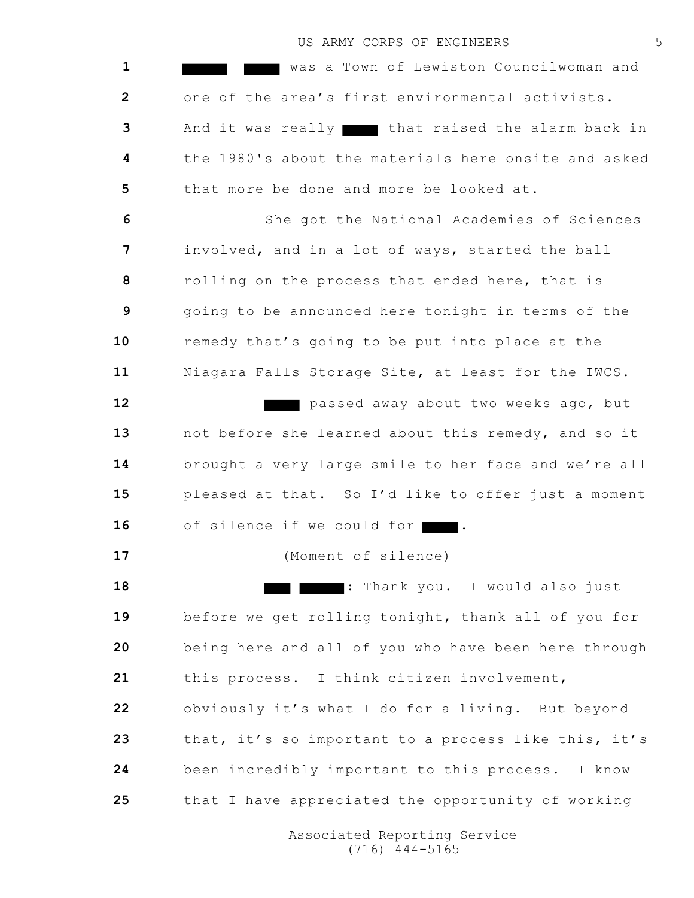███ ███ was a Town of Lewiston Councilwoman and one of the area's first environmental activists. And it was really ███ that raised the alarm back in the 1980's about the materials here onsite and asked that more be done and more be looked at.

She got the National Academies of Sciences involved, and in a lot of ways, started the ball rolling on the process that ended here, that is going to be announced here tonight in terms of the remedy that's going to be put into place at the Niagara Falls Storage Site, at least for the IWCS.

███ passed away about two weeks ago, but not before she learned about this remedy, and so it brought a very large smile to her face and we're all pleased at that. So I'd like to offer just a moment of silence if we could for ███.

(Moment of silence)

███ ███: Thank you. I would also just before we get rolling tonight, thank all of you for being here and all of you who have been here through this process. I think citizen involvement, obviously it's what I do for a living. But beyond that, it's so important to a process like this, it's been incredibly important to this process. I know that I have appreciated the opportunity of working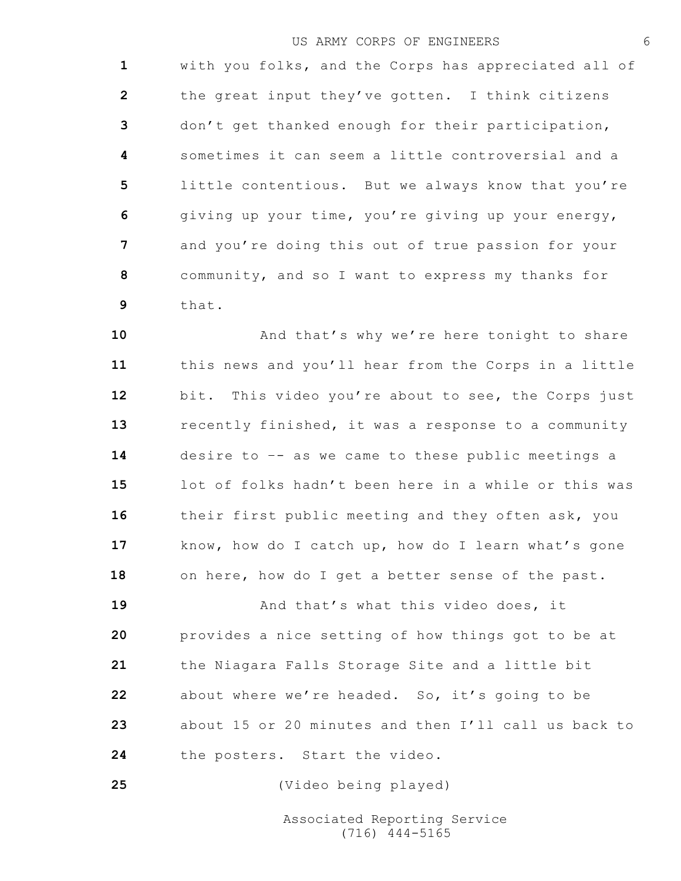with you folks, and the Corps has appreciated all of the great input they've gotten. I think citizens don't get thanked enough for their participation, sometimes it can seem a little controversial and a little contentious. But we always know that you're giving up your time, you're giving up your energy, and you're doing this out of true passion for your community, and so I want to express my thanks for that.

And that's why we're here tonight to share this news and you'll hear from the Corps in a little bit. This video you're about to see, the Corps just recently finished, it was a response to a community desire to -- as we came to these public meetings a lot of folks hadn't been here in a while or this was their first public meeting and they often ask, you know, how do I catch up, how do I learn what's gone on here, how do I get a better sense of the past.

And that's what this video does, it provides a nice setting of how things got to be at the Niagara Falls Storage Site and a little bit about where we're headed. So, it's going to be about 15 or 20 minutes and then I'll call us back to the posters. Start the video.

(Video being played)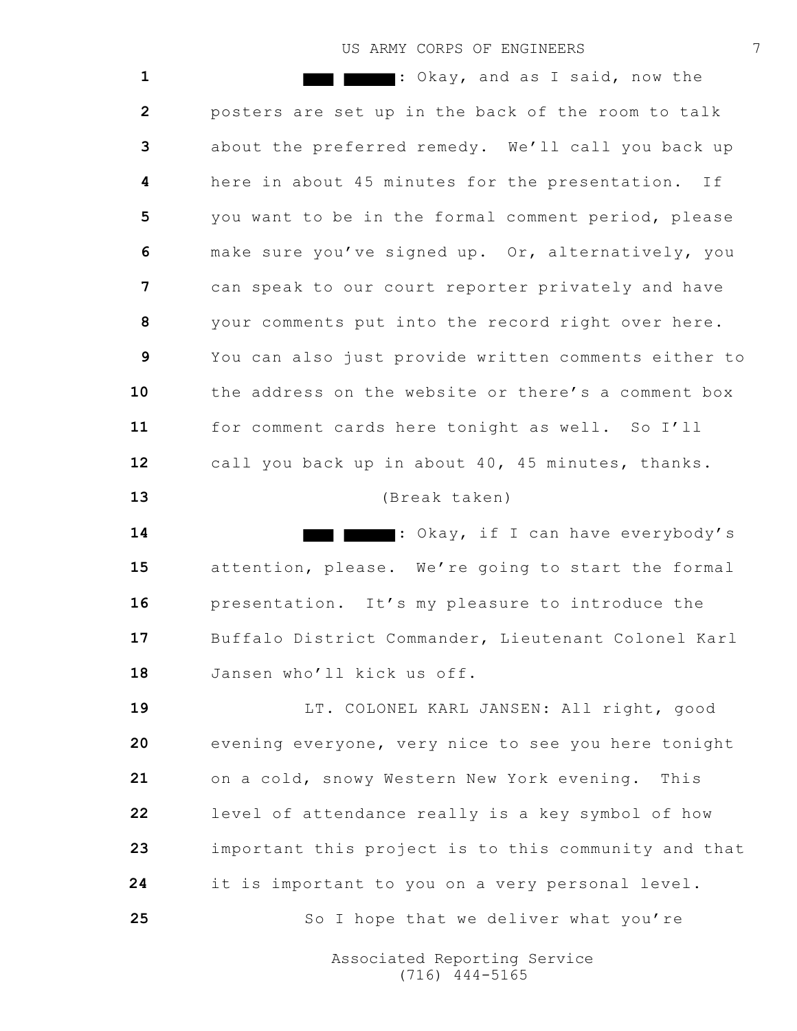███ █████: Okay, and as I said, now the posters are set up in the back of the room to talk about the preferred remedy. We'll call you back up here in about 45 minutes for the presentation. If you want to be in the formal comment period, please make sure you've signed up. Or, alternatively, you can speak to our court reporter privately and have your comments put into the record right over here. You can also just provide written comments either to the address on the website or there's a comment box for comment cards here tonight as well. So I'll call you back up in about 40, 45 minutes, thanks.

(Break taken)

███ █████: Okay, if I can have everybody's attention, please. We're going to start the formal presentation. It's my pleasure to introduce the Buffalo District Commander, Lieutenant Colonel Karl Jansen who'll kick us off.

LT. COLONEL KARL JANSEN: All right, good evening everyone, very nice to see you here tonight on a cold, snowy Western New York evening. This level of attendance really is a key symbol of how important this project is to this community and that it is important to you on a very personal level.

So I hope that we deliver what you're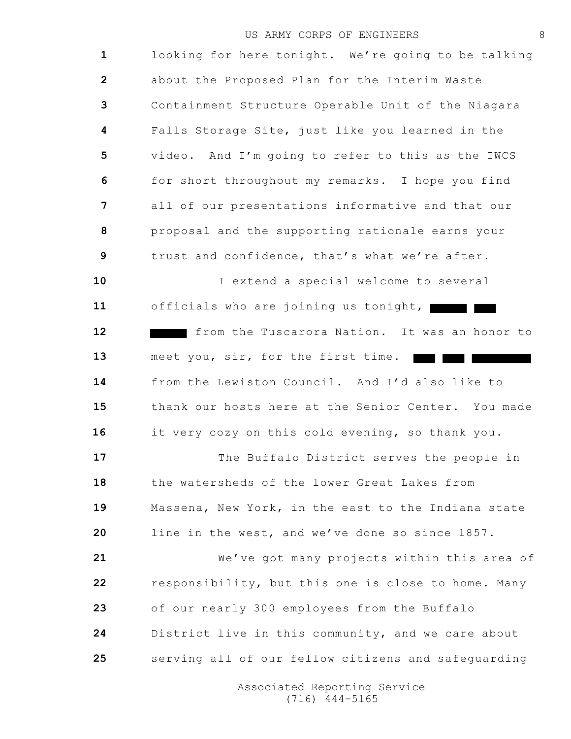looking for here tonight. We're going to be talking about the Proposed Plan for the Interim Waste Containment Structure Operable Unit of the Niagara Falls Storage Site, just like you learned in the video. And I'm going to refer to this as the IWCS for short throughout my remarks. I hope you find all of our presentations informative and that our proposal and the supporting rationale earns your trust and confidence, that's what we're after.

I extend a special welcome to several officials who are joining us tonight, ██████ ███ ██████ from the Tuscarora Nation. It was an honor to meet you, sir, for the first time. ███ ███ ██████████ from the Lewiston Council. And I'd also like to thank our hosts here at the Senior Center. You made it very cozy on this cold evening, so thank you.

The Buffalo District serves the people in the watersheds of the lower Great Lakes from Massena, New York, in the east to the Indiana state line in the west, and we've done so since 1857.

We've got many projects within this area of responsibility, but this one is close to home. Many of our nearly 300 employees from the Buffalo District live in this community, and we care about serving all of our fellow citizens and safeguarding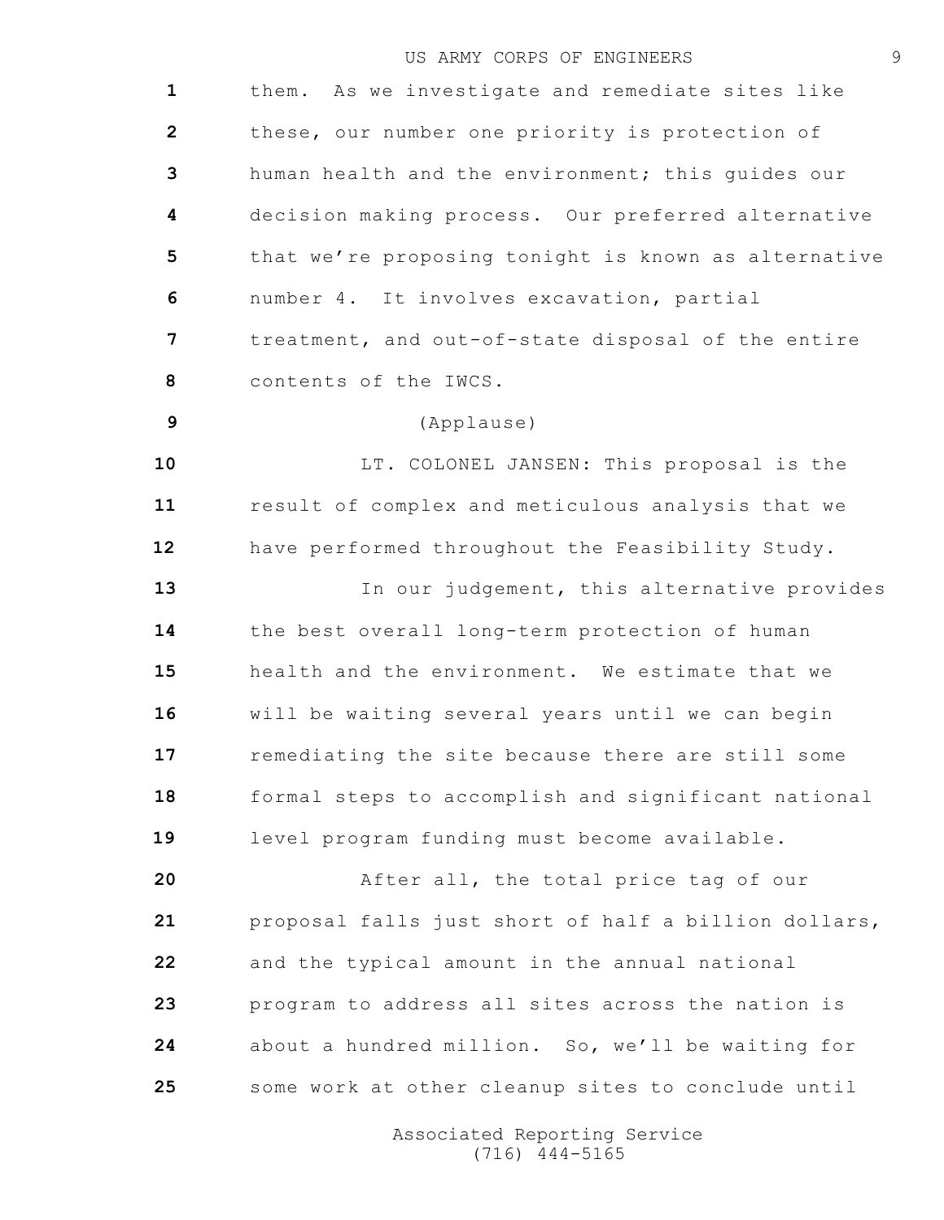them. As we investigate and remediate sites like these, our number one priority is protection of human health and the environment; this guides our decision making process. Our preferred alternative that we're proposing tonight is known as alternative number 4. It involves excavation, partial treatment, and out-of-state disposal of the entire contents of the IWCS.

(Applause)

LT. COLONEL JANSEN: This proposal is the result of complex and meticulous analysis that we have performed throughout the Feasibility Study.

In our judgement, this alternative provides the best overall long-term protection of human health and the environment. We estimate that we will be waiting several years until we can begin remediating the site because there are still some formal steps to accomplish and significant national level program funding must become available.

After all, the total price tag of our proposal falls just short of half a billion dollars, and the typical amount in the annual national program to address all sites across the nation is about a hundred million. So, we'll be waiting for some work at other cleanup sites to conclude until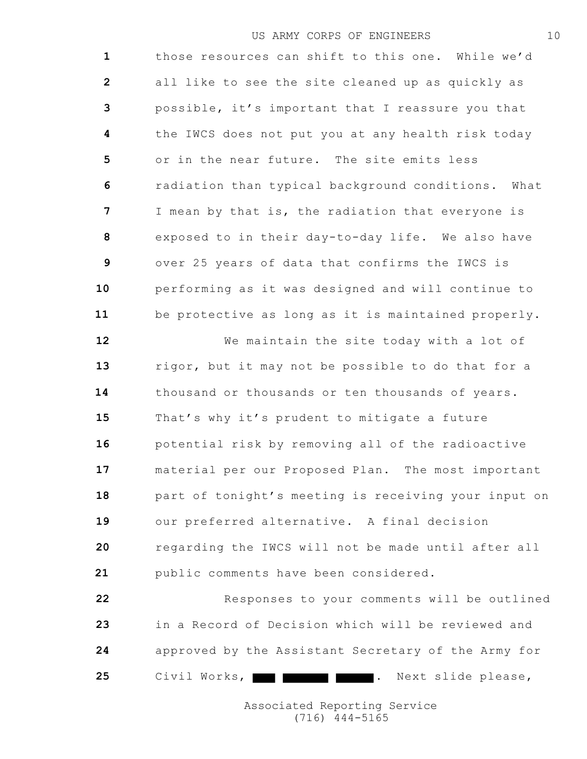those resources can shift to this one. While we'd all like to see the site cleaned up as quickly as possible, it's important that I reassure you that the IWCS does not put you at any health risk today or in the near future. The site emits less radiation than typical background conditions. What I mean by that is, the radiation that everyone is exposed to in their day-to-day life. We also have over 25 years of data that confirms the IWCS is performing as it was designed and will continue to be protective as long as it is maintained properly.

We maintain the site today with a lot of rigor, but it may not be possible to do that for a thousand or thousands or ten thousands of years. That's why it's prudent to mitigate a future potential risk by removing all of the radioactive material per our Proposed Plan. The most important part of tonight's meeting is receiving your input on our preferred alternative. A final decision regarding the IWCS will not be made until after all public comments have been considered.

Responses to your comments will be outlined in a Record of Decision which will be reviewed and approved by the Assistant Secretary of the Army for Civil Works, ███ ███████ ██████. Next slide please,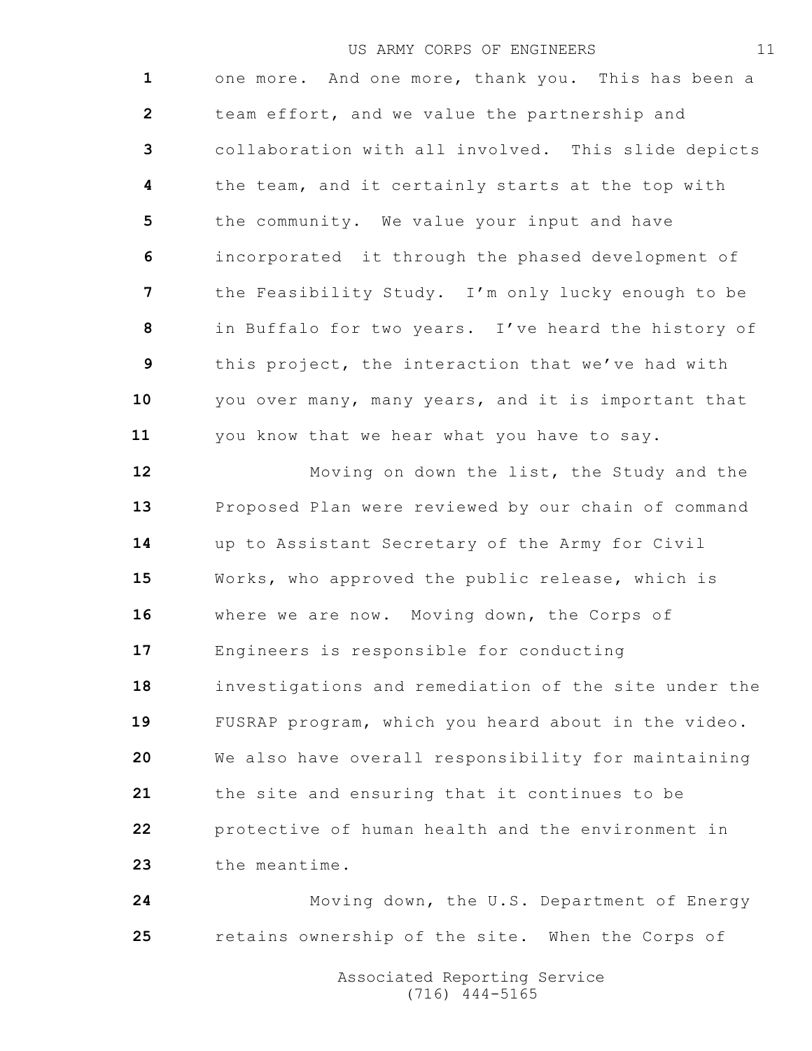one more. And one more, thank you. This has been a team effort, and we value the partnership and collaboration with all involved. This slide depicts the team, and it certainly starts at the top with the community. We value your input and have incorporated it through the phased development of the Feasibility Study. I'm only lucky enough to be in Buffalo for two years. I've heard the history of this project, the interaction that we've had with you over many, many years, and it is important that you know that we hear what you have to say.

Moving on down the list, the Study and the Proposed Plan were reviewed by our chain of command up to Assistant Secretary of the Army for Civil Works, who approved the public release, which is where we are now. Moving down, the Corps of Engineers is responsible for conducting investigations and remediation of the site under the FUSRAP program, which you heard about in the video. We also have overall responsibility for maintaining the site and ensuring that it continues to be protective of human health and the environment in the meantime.

Moving down, the U.S. Department of Energy retains ownership of the site. When the Corps of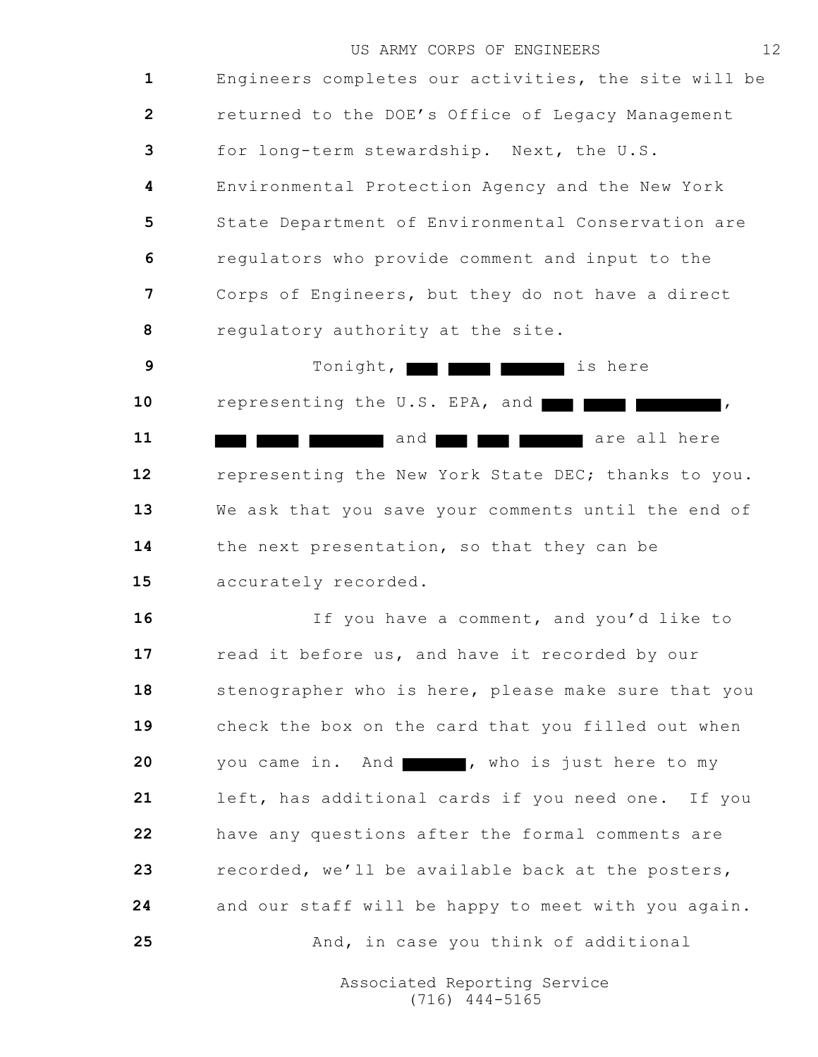Engineers completes our activities, the site will be returned to the DOE's Office of Legacy Management for long-term stewardship. Next, the U.S. Environmental Protection Agency and the New York State Department of Environmental Conservation are regulators who provide comment and input to the Corps of Engineers, but they do not have a direct regulatory authority at the site.

Tonight, ███ ███ ███ is here representing the U.S. EPA, and ███ ███ ███, ███ ███ ███ and ███ ███ ███ are all here representing the New York State DEC; thanks to you. We ask that you save your comments until the end of the next presentation, so that they can be accurately recorded.

If you have a comment, and you'd like to read it before us, and have it recorded by our stenographer who is here, please make sure that you check the box on the card that you filled out when you came in. And ███, who is just here to my left, has additional cards if you need one. If you have any questions after the formal comments are recorded, we'll be available back at the posters, and our staff will be happy to meet with you again.

And, in case you think of additional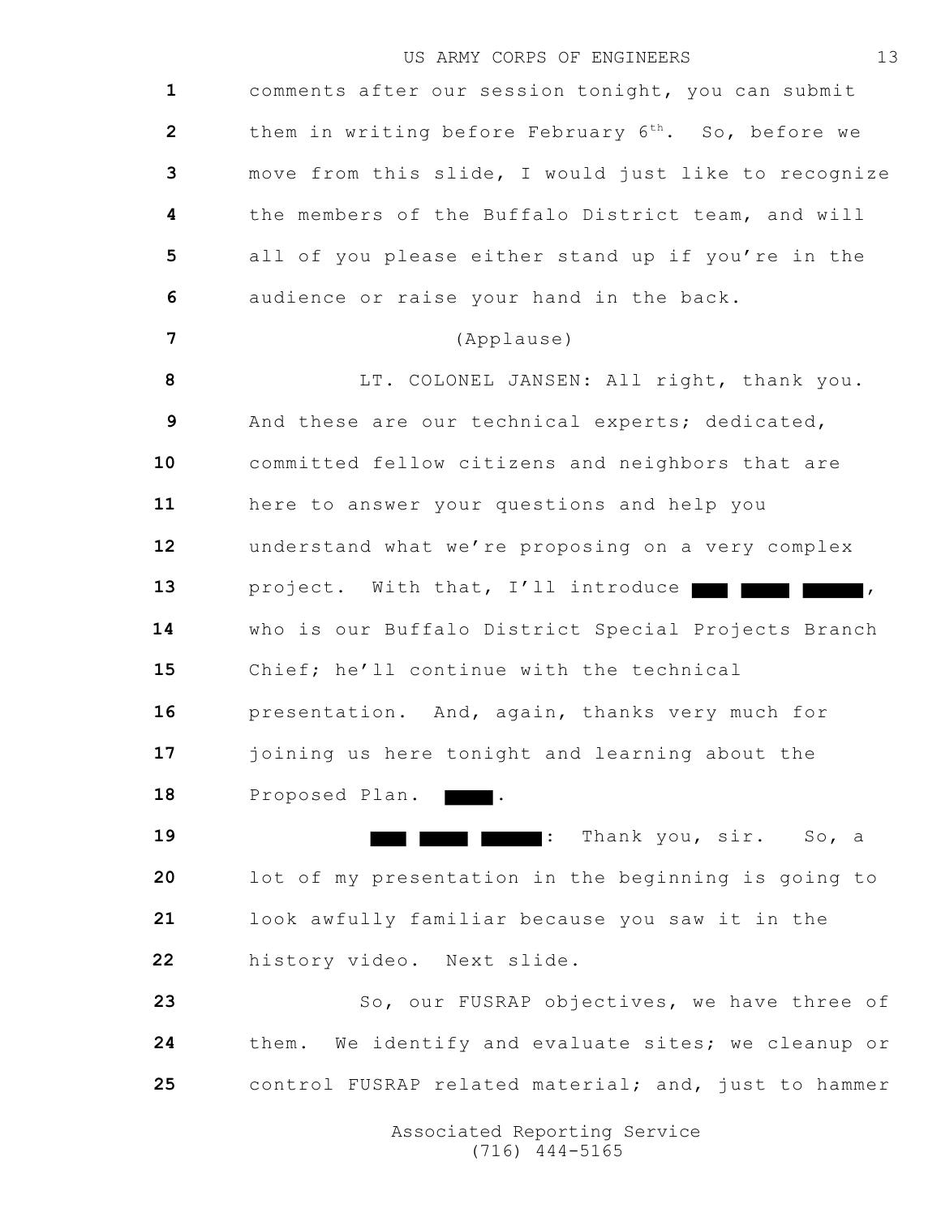comments after our session tonight, you can submit them in writing before February 6th. So, before we move from this slide, I would just like to recognize the members of the Buffalo District team, and will all of you please either stand up if you're in the audience or raise your hand in the back.

(Applause)

LT. COLONEL JANSEN: All right, thank you. And these are our technical experts; dedicated, committed fellow citizens and neighbors that are here to answer your questions and help you understand what we're proposing on a very complex project. With that, I'll introduce ███ ████ █████, who is our Buffalo District Special Projects Branch Chief; he'll continue with the technical presentation. And, again, thanks very much for joining us here tonight and learning about the Proposed Plan. ████.

███ ████ █████: Thank you, sir. So, a lot of my presentation in the beginning is going to look awfully familiar because you saw it in the history video. Next slide.

So, our FUSRAP objectives, we have three of them. We identify and evaluate sites; we cleanup or control FUSRAP related material; and, just to hammer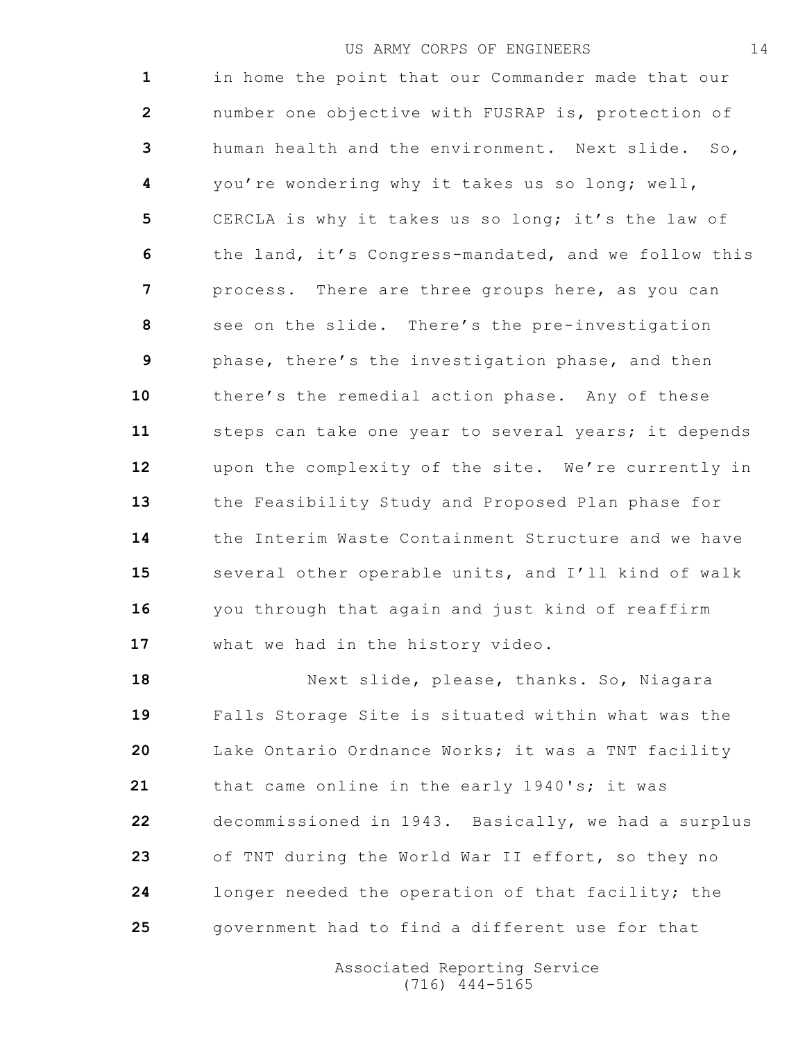in home the point that our Commander made that our number one objective with FUSRAP is, protection of human health and the environment. Next slide. So, you're wondering why it takes us so long; well, CERCLA is why it takes us so long; it's the law of the land, it's Congress-mandated, and we follow this process. There are three groups here, as you can see on the slide. There's the pre-investigation phase, there's the investigation phase, and then there's the remedial action phase. Any of these steps can take one year to several years; it depends upon the complexity of the site. We're currently in the Feasibility Study and Proposed Plan phase for the Interim Waste Containment Structure and we have several other operable units, and I'll kind of walk you through that again and just kind of reaffirm what we had in the history video.

Next slide, please, thanks. So, Niagara Falls Storage Site is situated within what was the Lake Ontario Ordnance Works; it was a TNT facility that came online in the early 1940's; it was decommissioned in 1943. Basically, we had a surplus of TNT during the World War II effort, so they no longer needed the operation of that facility; the government had to find a different use for that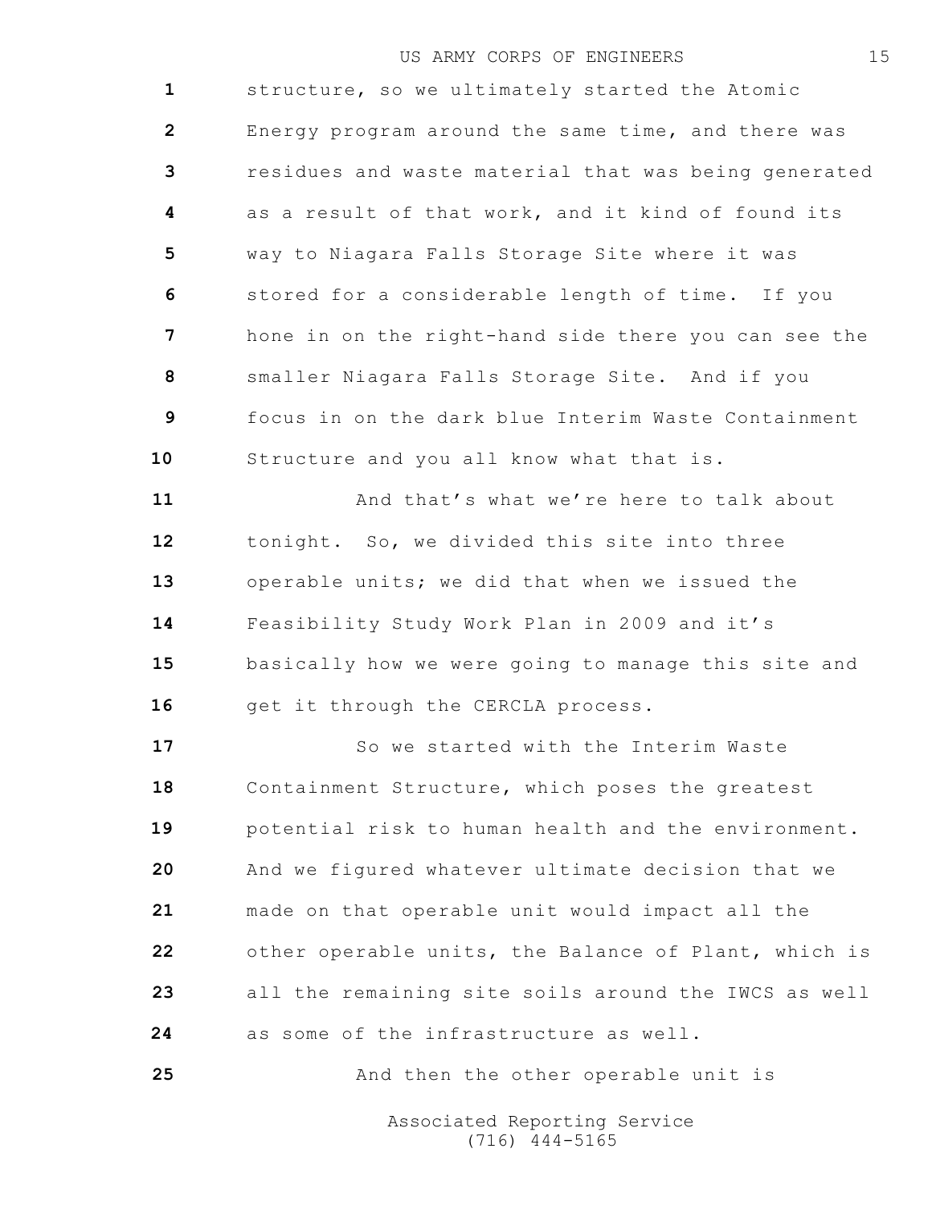structure, so we ultimately started the Atomic Energy program around the same time, and there was residues and waste material that was being generated as a result of that work, and it kind of found its way to Niagara Falls Storage Site where it was stored for a considerable length of time. If you hone in on the right-hand side there you can see the smaller Niagara Falls Storage Site. And if you focus in on the dark blue Interim Waste Containment Structure and you all know what that is.

And that's what we're here to talk about tonight. So, we divided this site into three operable units; we did that when we issued the Feasibility Study Work Plan in 2009 and it's basically how we were going to manage this site and get it through the CERCLA process.

So we started with the Interim Waste Containment Structure, which poses the greatest potential risk to human health and the environment. And we figured whatever ultimate decision that we made on that operable unit would impact all the other operable units, the Balance of Plant, which is all the remaining site soils around the IWCS as well as some of the infrastructure as well.

And then the other operable unit is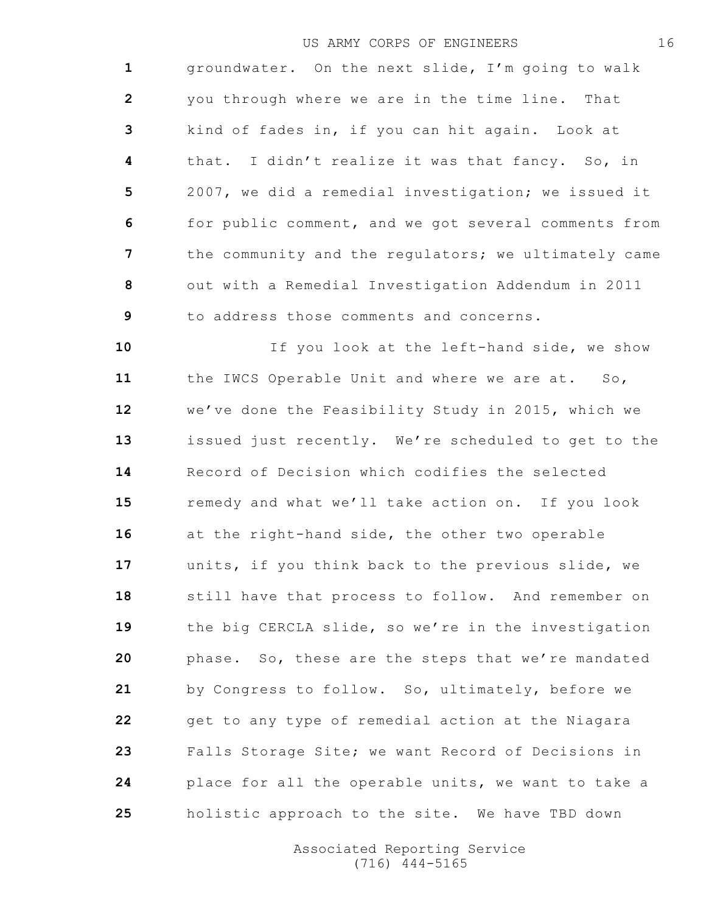groundwater. On the next slide, I'm going to walk you through where we are in the time line. That kind of fades in, if you can hit again. Look at that. I didn't realize it was that fancy. So, in 2007, we did a remedial investigation; we issued it for public comment, and we got several comments from the community and the regulators; we ultimately came out with a Remedial Investigation Addendum in 2011 to address those comments and concerns.

If you look at the left-hand side, we show the IWCS Operable Unit and where we are at. So, we've done the Feasibility Study in 2015, which we issued just recently. We're scheduled to get to the Record of Decision which codifies the selected remedy and what we'll take action on. If you look at the right-hand side, the other two operable units, if you think back to the previous slide, we still have that process to follow. And remember on the big CERCLA slide, so we're in the investigation phase. So, these are the steps that we're mandated by Congress to follow. So, ultimately, before we get to any type of remedial action at the Niagara Falls Storage Site; we want Record of Decisions in place for all the operable units, we want to take a holistic approach to the site. We have TBD down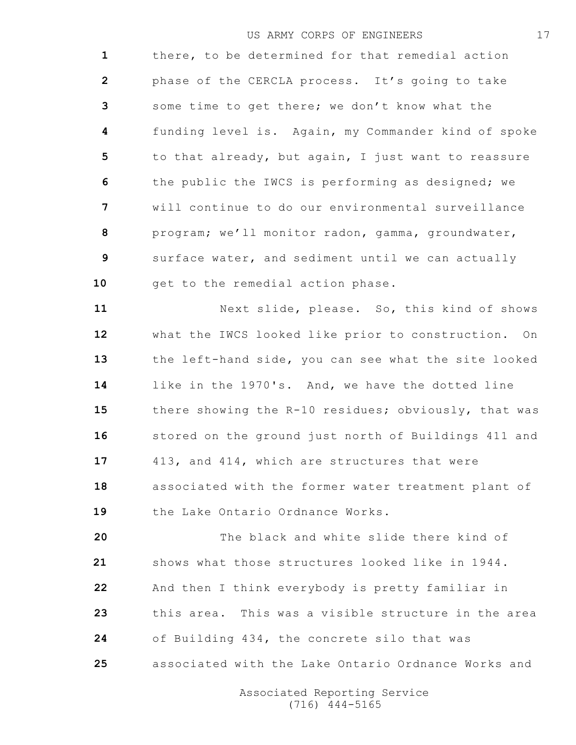there, to be determined for that remedial action phase of the CERCLA process. It's going to take some time to get there; we don't know what the funding level is. Again, my Commander kind of spoke to that already, but again, I just want to reassure the public the IWCS is performing as designed; we will continue to do our environmental surveillance program; we'll monitor radon, gamma, groundwater, surface water, and sediment until we can actually get to the remedial action phase.

Next slide, please. So, this kind of shows what the IWCS looked like prior to construction. On the left-hand side, you can see what the site looked like in the 1970's. And, we have the dotted line there showing the R-10 residues; obviously, that was stored on the ground just north of Buildings 411 and 413, and 414, which are structures that were associated with the former water treatment plant of the Lake Ontario Ordnance Works.

The black and white slide there kind of shows what those structures looked like in 1944. And then I think everybody is pretty familiar in this area. This was a visible structure in the area of Building 434, the concrete silo that was associated with the Lake Ontario Ordnance Works and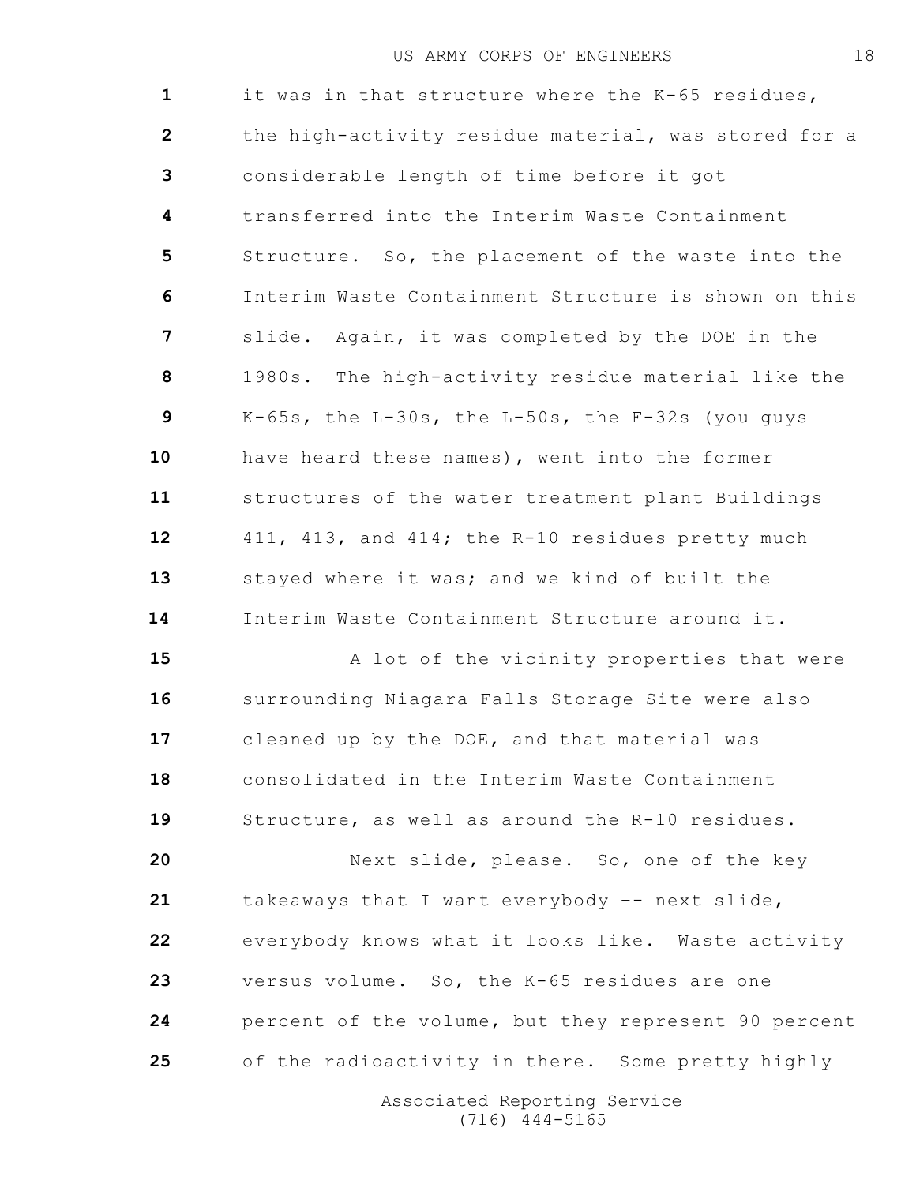it was in that structure where the K-65 residues, the high-activity residue material, was stored for a considerable length of time before it got transferred into the Interim Waste Containment Structure. So, the placement of the waste into the Interim Waste Containment Structure is shown on this slide. Again, it was completed by the DOE in the 1980s. The high-activity residue material like the K-65s, the L-30s, the L-50s, the F-32s (you guys have heard these names), went into the former structures of the water treatment plant Buildings 411, 413, and 414; the R-10 residues pretty much stayed where it was; and we kind of built the Interim Waste Containment Structure around it.

A lot of the vicinity properties that were surrounding Niagara Falls Storage Site were also cleaned up by the DOE, and that material was consolidated in the Interim Waste Containment Structure, as well as around the R-10 residues.

Next slide, please. So, one of the key takeaways that I want everybody -- next slide, everybody knows what it looks like. Waste activity versus volume. So, the K-65 residues are one percent of the volume, but they represent 90 percent of the radioactivity in there. Some pretty highly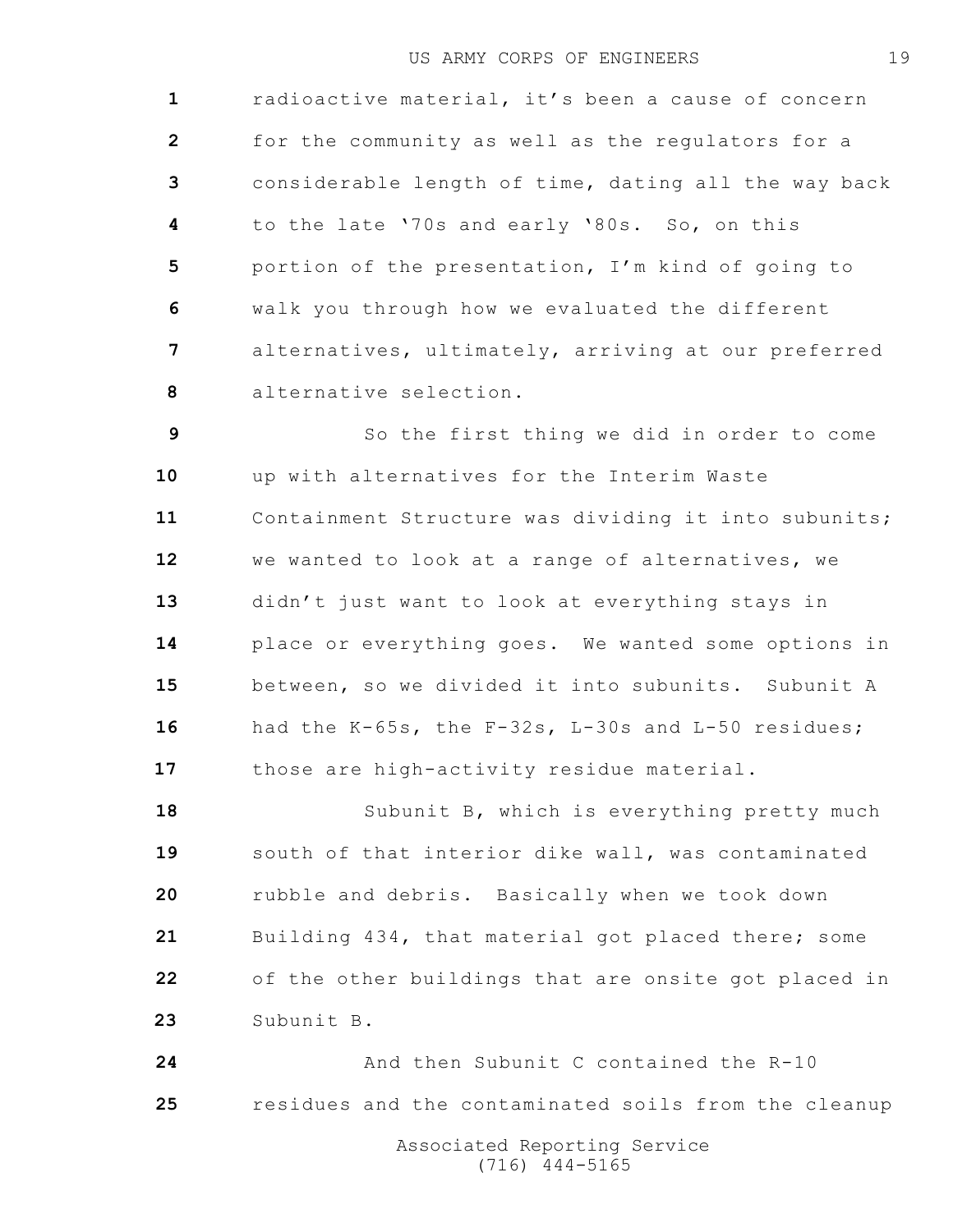radioactive material, it's been a cause of concern for the community as well as the regulators for a considerable length of time, dating all the way back to the late '70s and early '80s. So, on this portion of the presentation, I'm kind of going to walk you through how we evaluated the different alternatives, ultimately, arriving at our preferred alternative selection.

So the first thing we did in order to come up with alternatives for the Interim Waste Containment Structure was dividing it into subunits; we wanted to look at a range of alternatives, we didn't just want to look at everything stays in place or everything goes. We wanted some options in between, so we divided it into subunits. Subunit A had the K-65s, the F-32s, L-30s and L-50 residues; those are high-activity residue material.

Subunit B, which is everything pretty much south of that interior dike wall, was contaminated rubble and debris. Basically when we took down Building 434, that material got placed there; some of the other buildings that are onsite got placed in Subunit B.

And then Subunit C contained the R-10 residues and the contaminated soils from the cleanup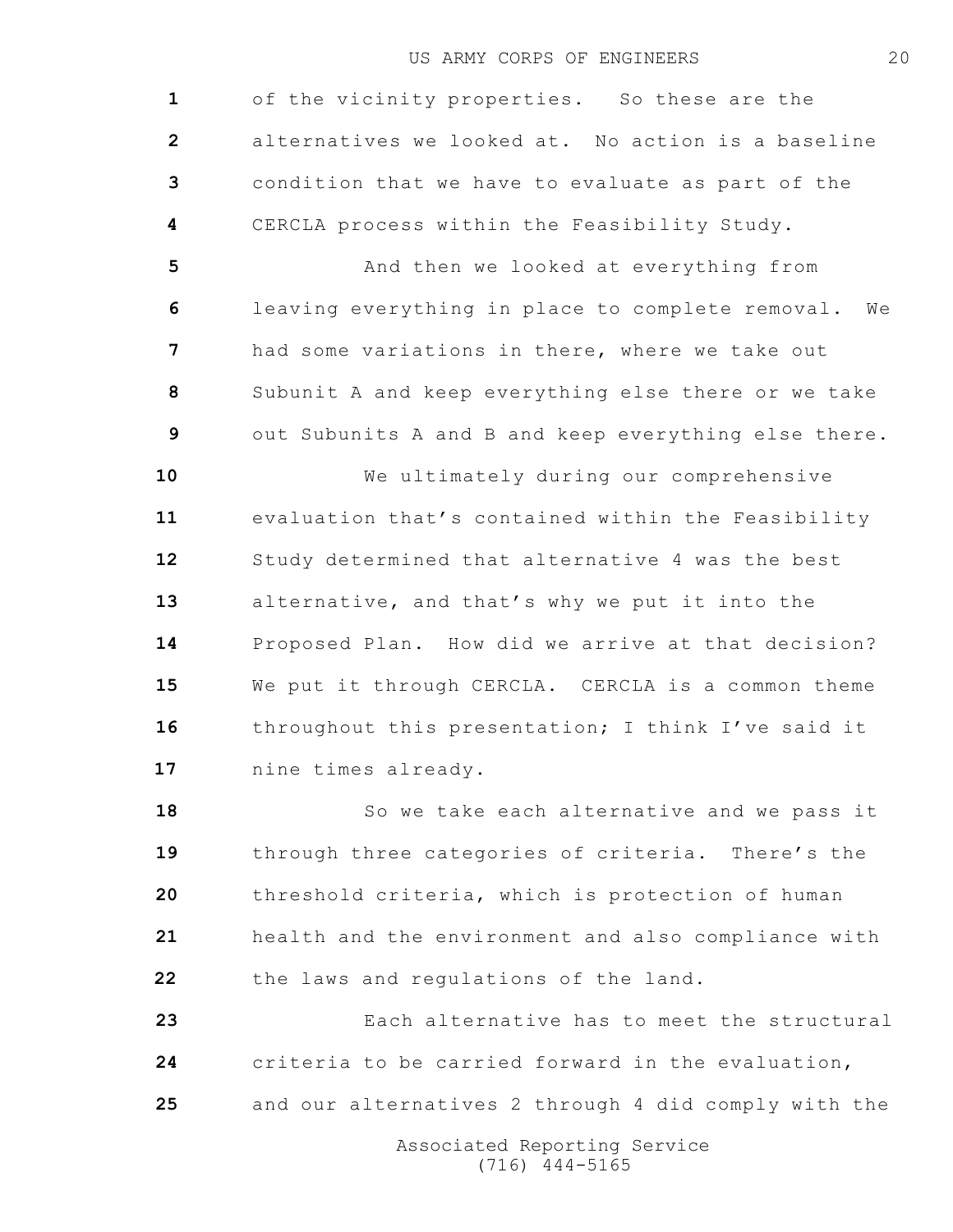of the vicinity properties. So these are the alternatives we looked at. No action is a baseline condition that we have to evaluate as part of the CERCLA process within the Feasibility Study.

And then we looked at everything from leaving everything in place to complete removal. We had some variations in there, where we take out Subunit A and keep everything else there or we take out Subunits A and B and keep everything else there.

We ultimately during our comprehensive evaluation that's contained within the Feasibility Study determined that alternative 4 was the best alternative, and that's why we put it into the Proposed Plan. How did we arrive at that decision? We put it through CERCLA. CERCLA is a common theme throughout this presentation; I think I've said it nine times already.

So we take each alternative and we pass it through three categories of criteria. There's the threshold criteria, which is protection of human health and the environment and also compliance with the laws and regulations of the land.

Each alternative has to meet the structural criteria to be carried forward in the evaluation, and our alternatives 2 through 4 did comply with the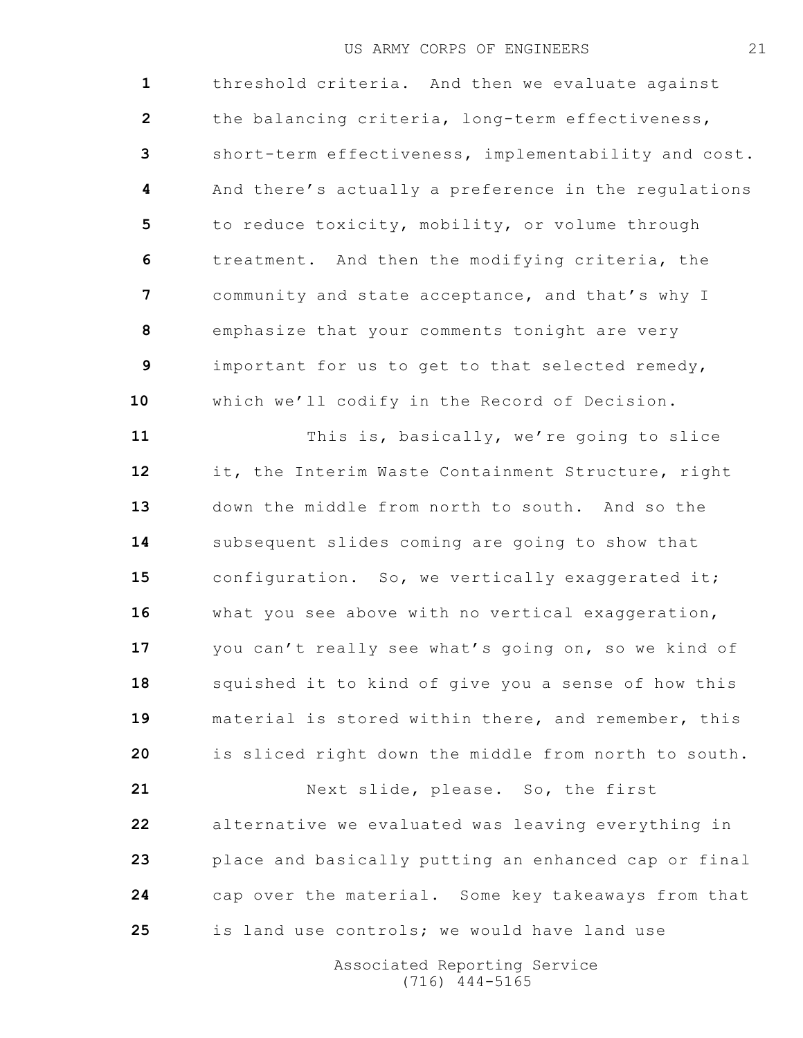threshold criteria. And then we evaluate against the balancing criteria, long-term effectiveness, short-term effectiveness, implementability and cost. And there's actually a preference in the regulations to reduce toxicity, mobility, or volume through treatment. And then the modifying criteria, the community and state acceptance, and that's why I emphasize that your comments tonight are very important for us to get to that selected remedy, which we'll codify in the Record of Decision.

This is, basically, we're going to slice it, the Interim Waste Containment Structure, right down the middle from north to south. And so the subsequent slides coming are going to show that configuration. So, we vertically exaggerated it; what you see above with no vertical exaggeration, you can't really see what's going on, so we kind of squished it to kind of give you a sense of how this material is stored within there, and remember, this is sliced right down the middle from north to south.

Next slide, please. So, the first alternative we evaluated was leaving everything in place and basically putting an enhanced cap or final cap over the material. Some key takeaways from that is land use controls; we would have land use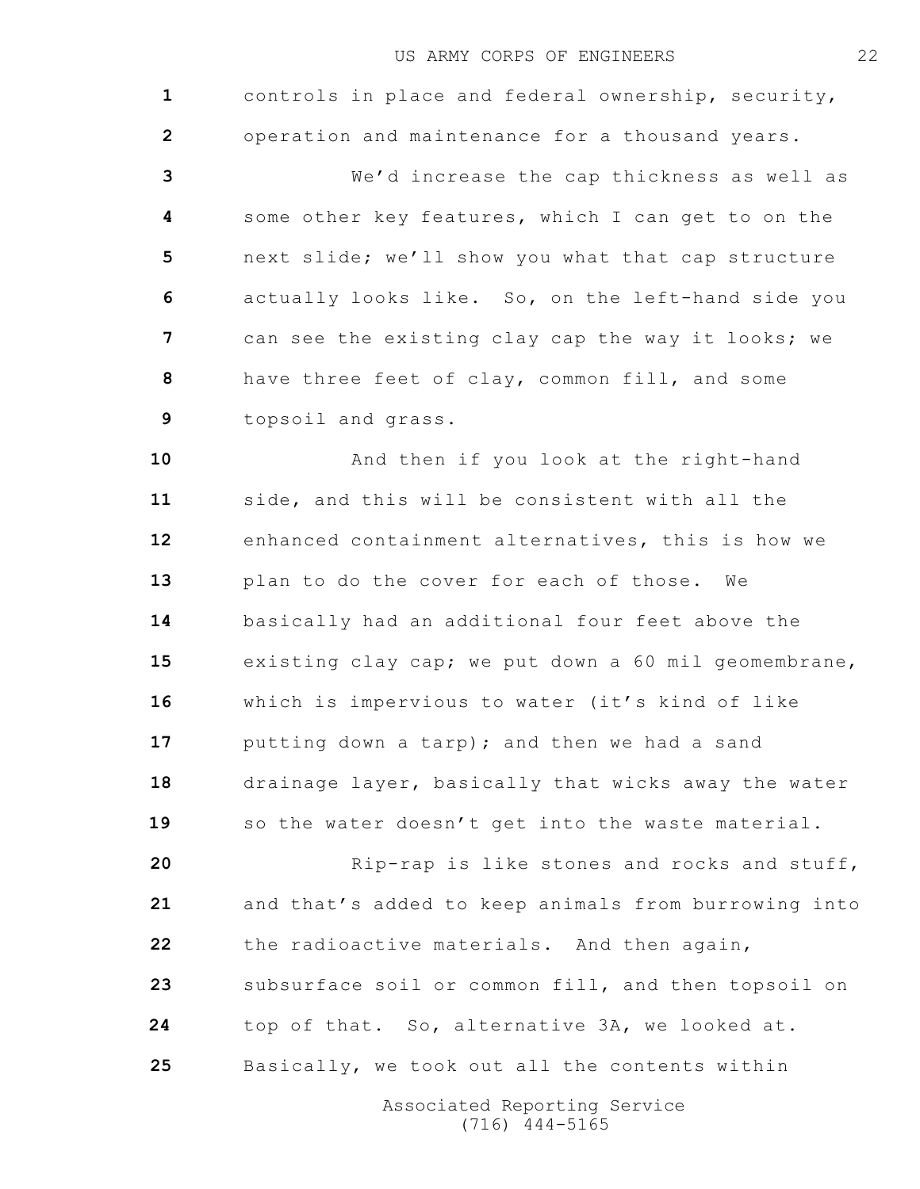controls in place and federal ownership, security, operation and maintenance for a thousand years.

We'd increase the cap thickness as well as some other key features, which I can get to on the next slide; we'll show you what that cap structure actually looks like. So, on the left-hand side you can see the existing clay cap the way it looks; we have three feet of clay, common fill, and some topsoil and grass.

And then if you look at the right-hand side, and this will be consistent with all the enhanced containment alternatives, this is how we plan to do the cover for each of those. We basically had an additional four feet above the existing clay cap; we put down a 60 mil geomembrane, which is impervious to water (it's kind of like putting down a tarp); and then we had a sand drainage layer, basically that wicks away the water so the water doesn't get into the waste material.

Rip-rap is like stones and rocks and stuff, and that's added to keep animals from burrowing into the radioactive materials. And then again, subsurface soil or common fill, and then topsoil on top of that. So, alternative 3A, we looked at. Basically, we took out all the contents within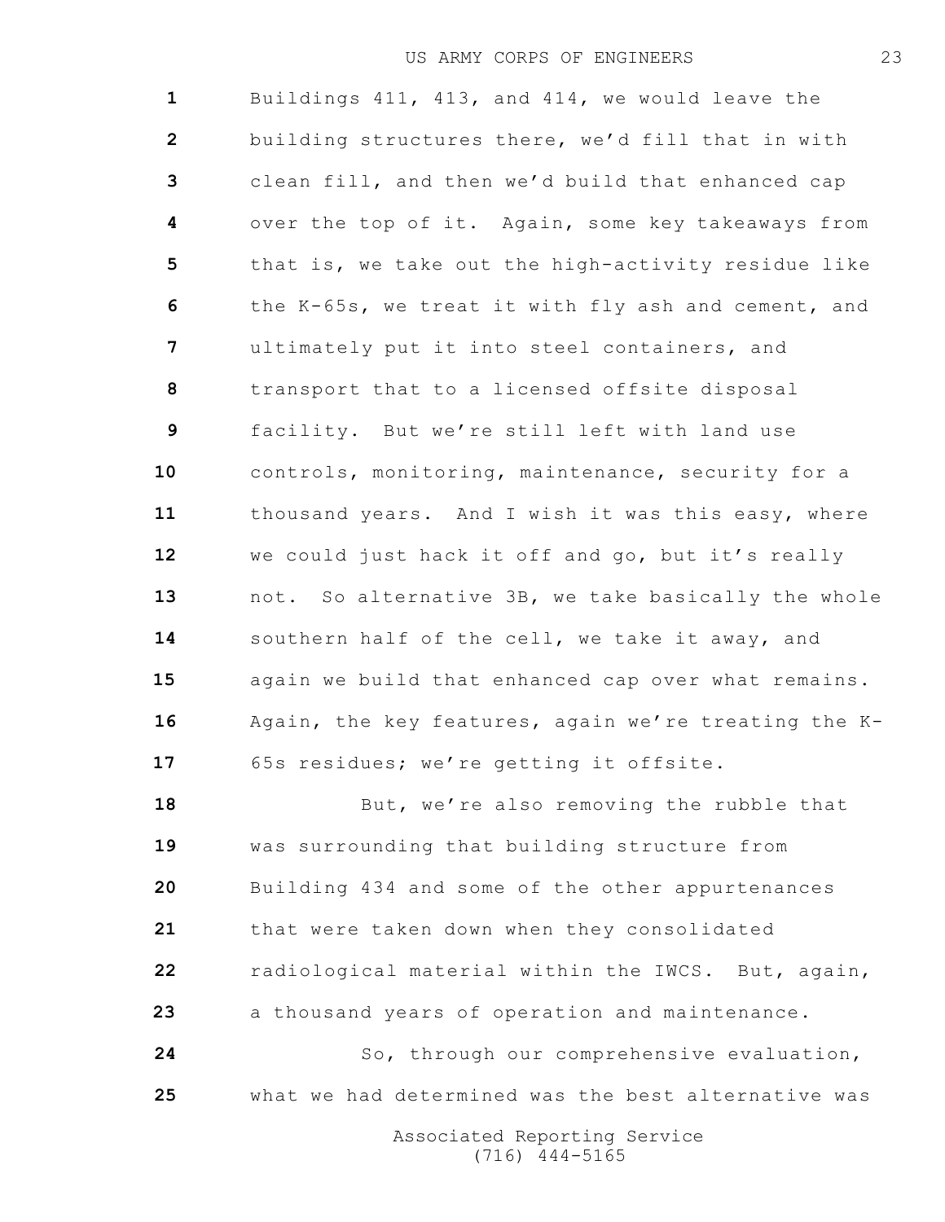Buildings 411, 413, and 414, we would leave the building structures there, we'd fill that in with clean fill, and then we'd build that enhanced cap over the top of it. Again, some key takeaways from that is, we take out the high-activity residue like the K-65s, we treat it with fly ash and cement, and ultimately put it into steel containers, and transport that to a licensed offsite disposal facility. But we're still left with land use controls, monitoring, maintenance, security for a thousand years. And I wish it was this easy, where we could just hack it off and go, but it's really not. So alternative 3B, we take basically the whole southern half of the cell, we take it away, and again we build that enhanced cap over what remains. Again, the key features, again we're treating the K-65s residues; we're getting it offsite.

But, we're also removing the rubble that was surrounding that building structure from Building 434 and some of the other appurtenances that were taken down when they consolidated radiological material within the IWCS. But, again, a thousand years of operation and maintenance.

So, through our comprehensive evaluation, what we had determined was the best alternative was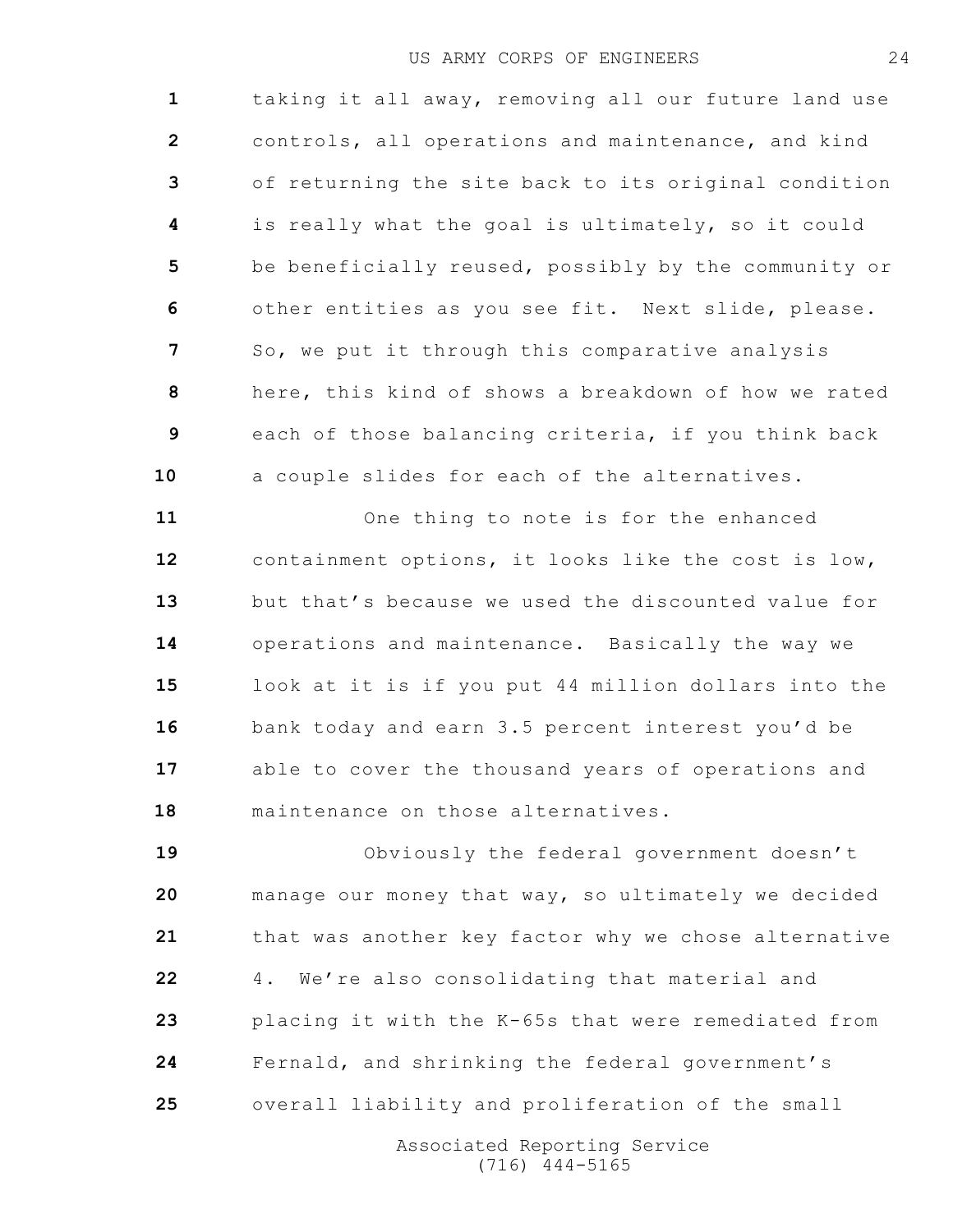taking it all away, removing all our future land use controls, all operations and maintenance, and kind of returning the site back to its original condition is really what the goal is ultimately, so it could be beneficially reused, possibly by the community or other entities as you see fit. Next slide, please. So, we put it through this comparative analysis here, this kind of shows a breakdown of how we rated each of those balancing criteria, if you think back a couple slides for each of the alternatives.

One thing to note is for the enhanced containment options, it looks like the cost is low, but that's because we used the discounted value for operations and maintenance. Basically the way we look at it is if you put 44 million dollars into the bank today and earn 3.5 percent interest you'd be able to cover the thousand years of operations and maintenance on those alternatives.

Obviously the federal government doesn't manage our money that way, so ultimately we decided that was another key factor why we chose alternative 4. We're also consolidating that material and placing it with the K-65s that were remediated from Fernald, and shrinking the federal government's overall liability and proliferation of the small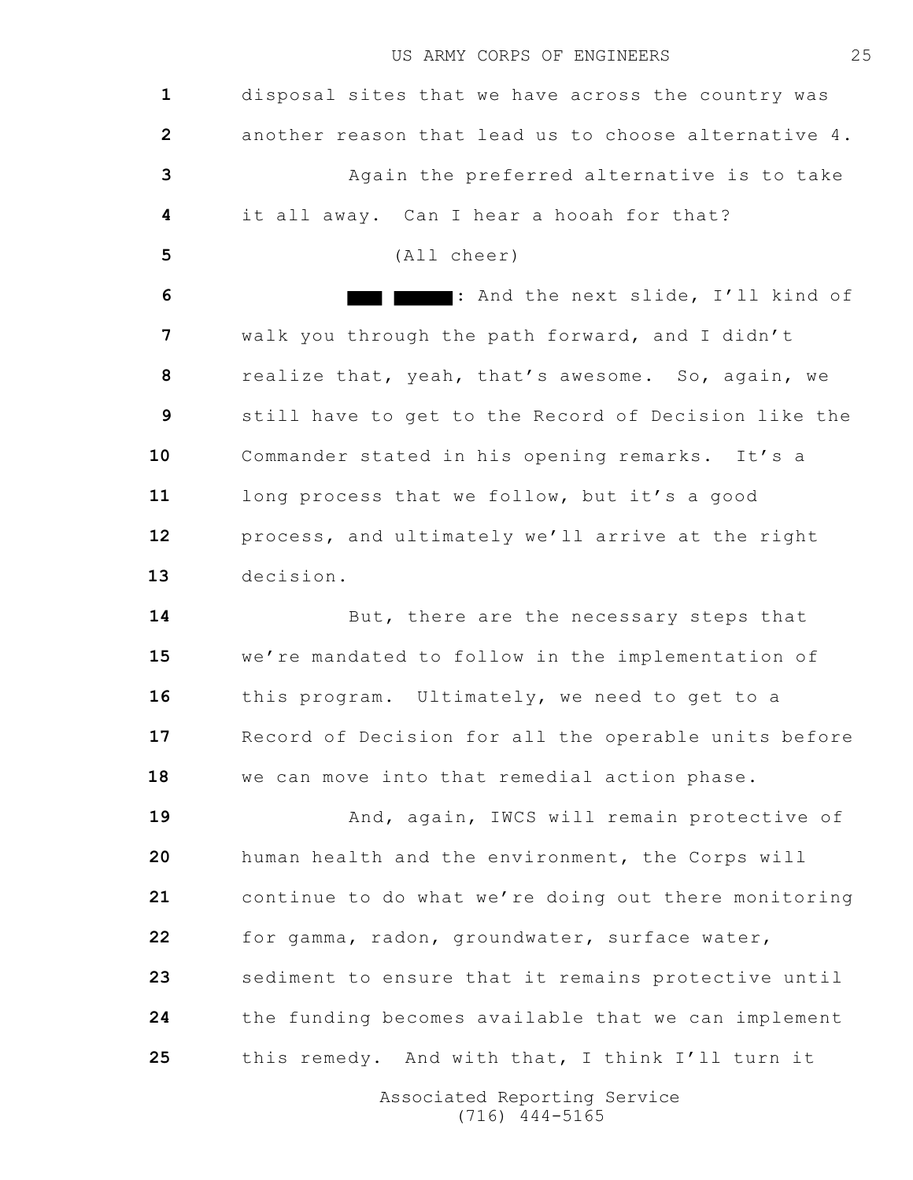disposal sites that we have across the country was another reason that lead us to choose alternative 4.

Again the preferred alternative is to take it all away. Can I hear a hooah for that?

(All cheer)

█ █: And the next slide, I'll kind of walk you through the path forward, and I didn't realize that, yeah, that's awesome. So, again, we still have to get to the Record of Decision like the Commander stated in his opening remarks. It's a long process that we follow, but it's a good process, and ultimately we'll arrive at the right decision.

But, there are the necessary steps that we're mandated to follow in the implementation of this program. Ultimately, we need to get to a Record of Decision for all the operable units before we can move into that remedial action phase.

And, again, IWCS will remain protective of human health and the environment, the Corps will continue to do what we're doing out there monitoring for gamma, radon, groundwater, surface water, sediment to ensure that it remains protective until the funding becomes available that we can implement this remedy. And with that, I think I'll turn it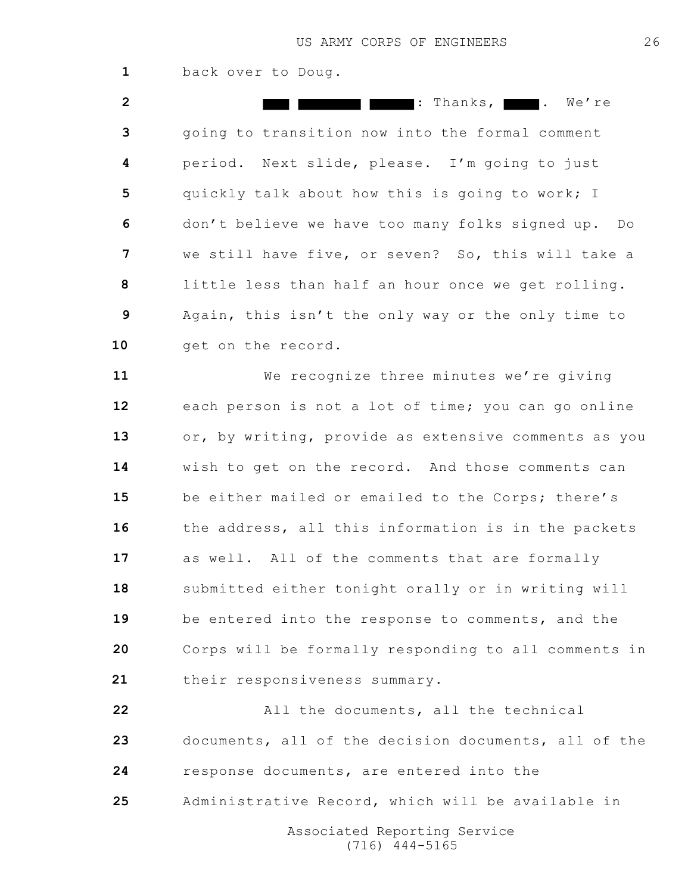back over to Doug.

█████ ███████ ██████: Thanks, █████. We're going to transition now into the formal comment period. Next slide, please. I'm going to just quickly talk about how this is going to work; I don't believe we have too many folks signed up. Do we still have five, or seven? So, this will take a little less than half an hour once we get rolling. Again, this isn't the only way or the only time to get on the record.

We recognize three minutes we're giving each person is not a lot of time; you can go online or, by writing, provide as extensive comments as you wish to get on the record. And those comments can be either mailed or emailed to the Corps; there's the address, all this information is in the packets as well. All of the comments that are formally submitted either tonight orally or in writing will be entered into the response to comments, and the Corps will be formally responding to all comments in their responsiveness summary.

All the documents, all the technical documents, all of the decision documents, all of the response documents, are entered into the Administrative Record, which will be available in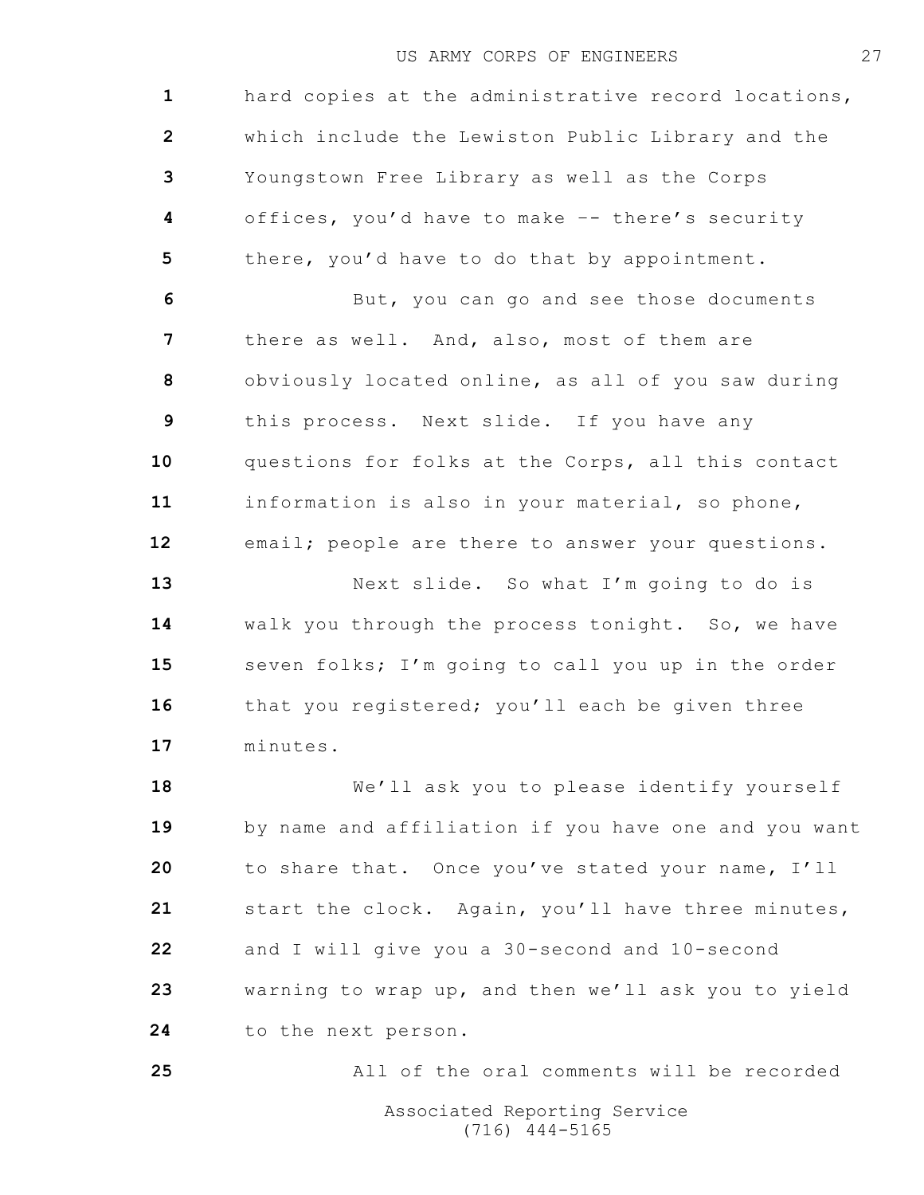hard copies at the administrative record locations, which include the Lewiston Public Library and the Youngstown Free Library as well as the Corps offices, you'd have to make -- there's security there, you'd have to do that by appointment.

But, you can go and see those documents there as well. And, also, most of them are obviously located online, as all of you saw during this process. Next slide. If you have any questions for folks at the Corps, all this contact information is also in your material, so phone, email; people are there to answer your questions.

Next slide. So what I'm going to do is walk you through the process tonight. So, we have seven folks; I'm going to call you up in the order that you registered; you'll each be given three minutes.

We'll ask you to please identify yourself by name and affiliation if you have one and you want to share that. Once you've stated your name, I'll start the clock. Again, you'll have three minutes, and I will give you a 30-second and 10-second warning to wrap up, and then we'll ask you to yield to the next person.

All of the oral comments will be recorded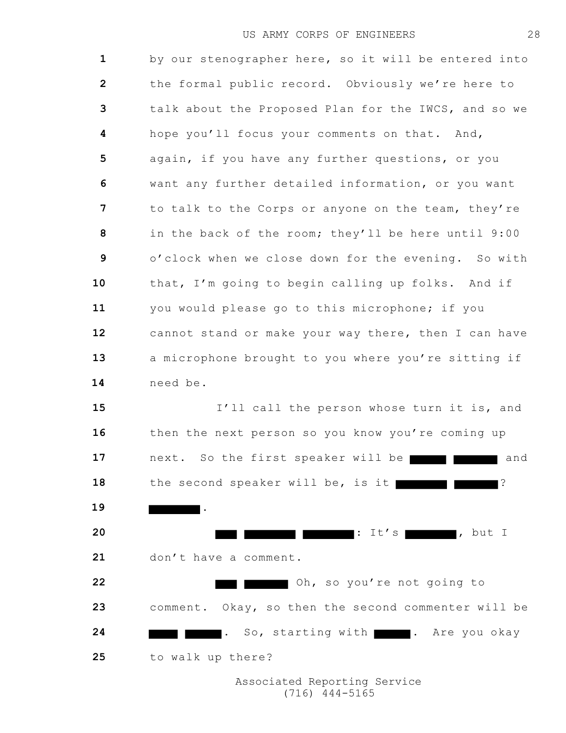by our stenographer here, so it will be entered into the formal public record. Obviously we're here to talk about the Proposed Plan for the IWCS, and so we hope you'll focus your comments on that. And, again, if you have any further questions, or you want any further detailed information, or you want to talk to the Corps or anyone on the team, they're in the back of the room; they'll be here until 9:00 o'clock when we close down for the evening. So with that, I'm going to begin calling up folks. And if you would please go to this microphone; if you cannot stand or make your way there, then I can have a microphone brought to you where you're sitting if need be.

I'll call the person whose turn it is, and then the next person so you know you're coming up next. So the first speaker will be ██████ ███████ and the second speaker will be, is it ████████ ███████? ██████.

███ ████████ ████████: It's ████████, but I don't have a comment.

███ ███████ Oh, so you're not going to comment. Okay, so then the second commenter will be █████ ██████. So, starting with ██████. Are you okay to walk up there?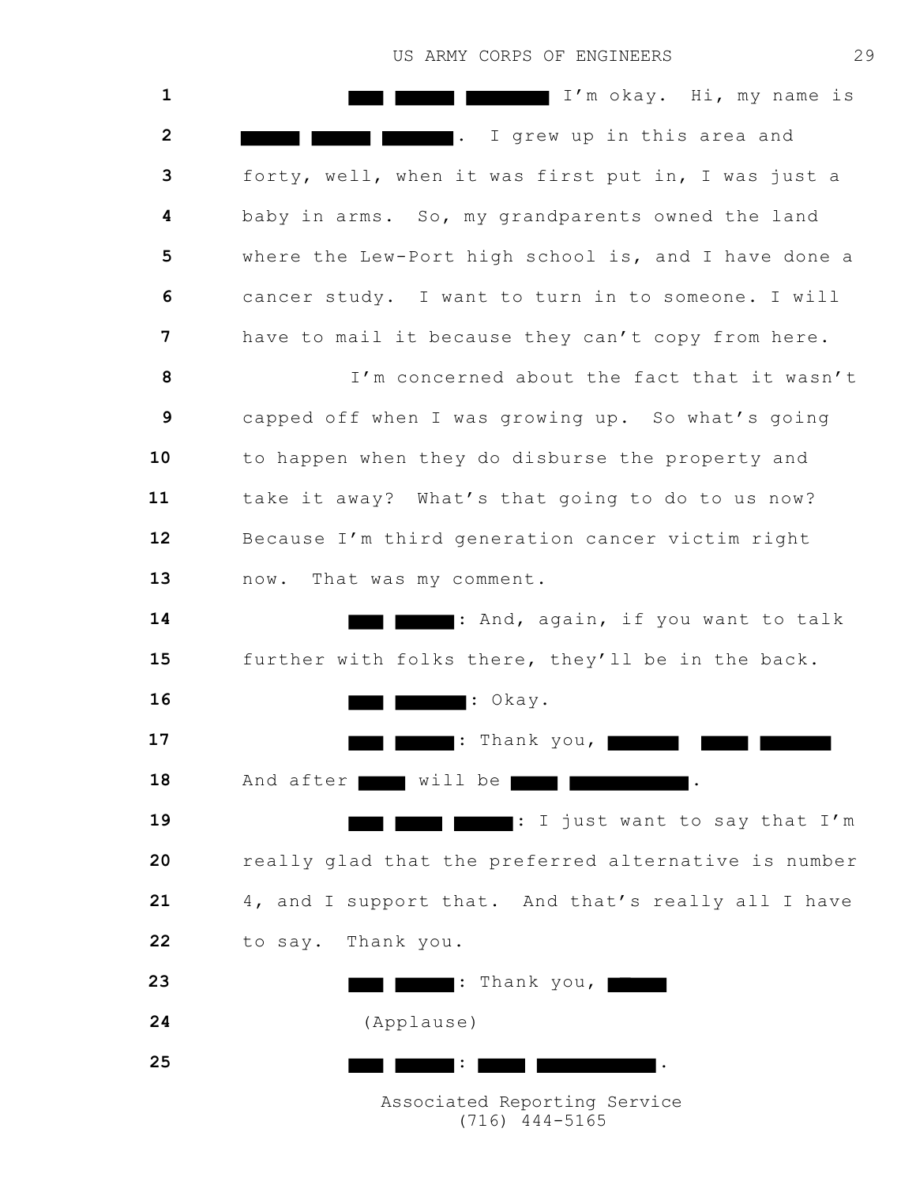███ ████ █████ I'm okay. Hi, my name is ████ ████ ████. I grew up in this area and forty, well, when it was first put in, I was just a baby in arms. So, my grandparents owned the land where the Lew-Port high school is, and I have done a cancer study. I want to turn in to someone. I will have to mail it because they can't copy from here.

I'm concerned about the fact that it wasn't capped off when I was growing up. So what's going to happen when they do disburse the property and take it away? What's that going to do to us now? Because I'm third generation cancer victim right now. That was my comment.

███ ████: And, again, if you want to talk further with folks there, they'll be in the back.

███ █████: Okay.

███ ████: Thank you, █████ ████ █████ And after ████ will be ████ █████████.

███ ████ ████: I just want to say that I'm really glad that the preferred alternative is number 4, and I support that. And that's really all I have to say. Thank you.

███ ████: Thank you, █████

(Applause)

███ ████: ████ █████████.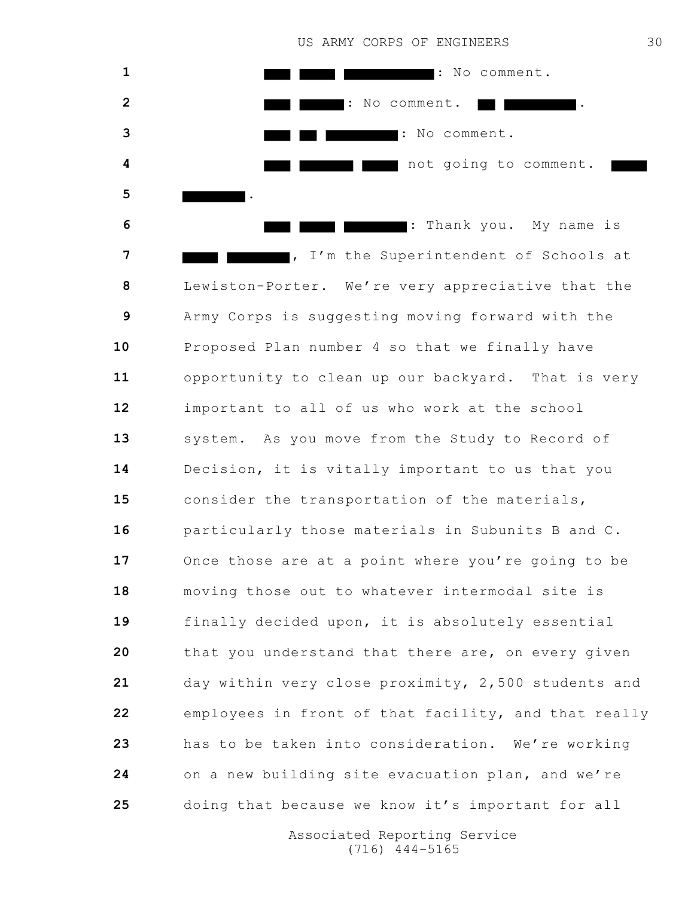█████ ██████ ████████████: No comment.

█████ ██████: No comment. ███ ██████████.

█████ ███ █████████: No comment.

█████ ███████ █████ not going to comment. █████ ████████.

█████ ██████ ████████: Thank you. My name is █████ ████████, I'm the Superintendent of Schools at Lewiston-Porter. We're very appreciative that the Army Corps is suggesting moving forward with the Proposed Plan number 4 so that we finally have opportunity to clean up our backyard. That is very important to all of us who work at the school system. As you move from the Study to Record of Decision, it is vitally important to us that you consider the transportation of the materials, particularly those materials in Subunits B and C. Once those are at a point where you're going to be moving those out to whatever intermodal site is finally decided upon, it is absolutely essential that you understand that there are, on every given day within very close proximity, 2,500 students and employees in front of that facility, and that really has to be taken into consideration. We're working on a new building site evacuation plan, and we're doing that because we know it's important for all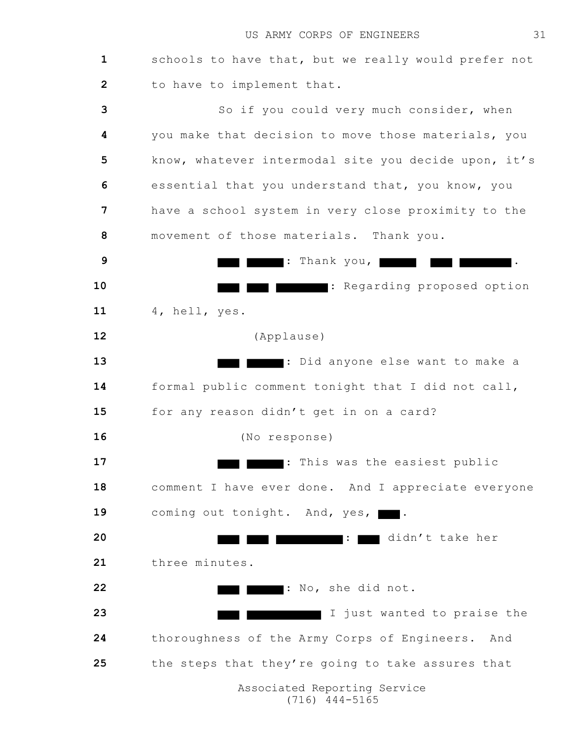schools to have that, but we really would prefer not to have to implement that.

So if you could very much consider, when you make that decision to move those materials, you know, whatever intermodal site you decide upon, it's essential that you understand that, you know, you have a school system in very close proximity to the movement of those materials. Thank you.

███ █████: Thank you, █████ ███ ███████.

███ ███ ███████: Regarding proposed option 4, hell, yes.

(Applause)

███ █████: Did anyone else want to make a formal public comment tonight that I did not call, for any reason didn't get in on a card?

(No response)

███ █████: This was the easiest public comment I have ever done. And I appreciate everyone coming out tonight. And, yes, ███.

███ ███ █████████: ███ didn't take her three minutes.

███ █████: No, she did not.

███ █████████ I just wanted to praise the thoroughness of the Army Corps of Engineers. And the steps that they're going to take assures that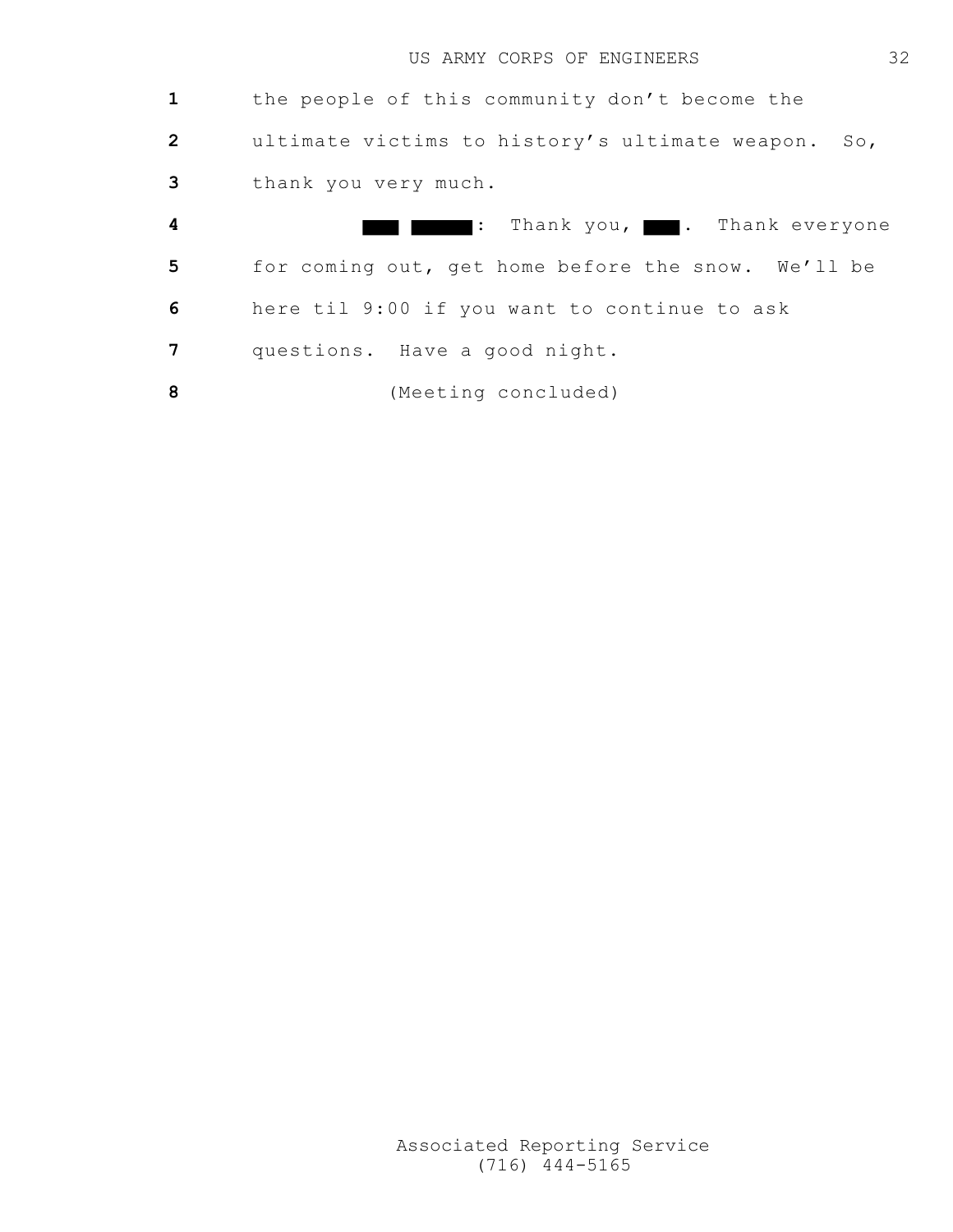the people of this community don't become the ultimate victims to history's ultimate weapon. So, thank you very much.

█████ ███████: Thank you, ████. Thank everyone for coming out, get home before the snow. We'll be here til 9:00 if you want to continue to ask questions. Have a good night.

(Meeting concluded)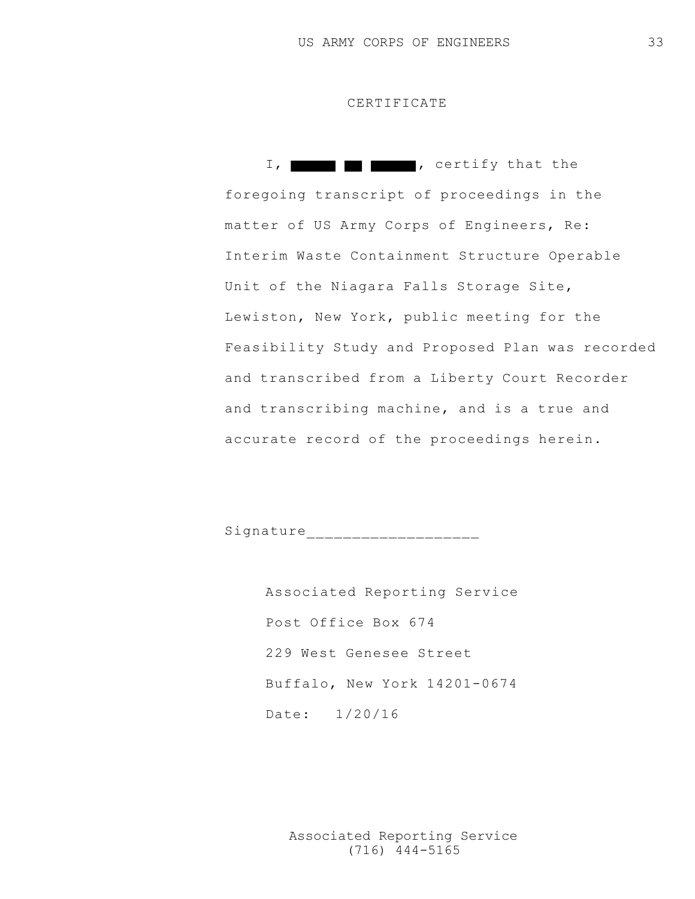# CERTIFICATE

I, ██████ ██ ██████, certify that the foregoing transcript of proceedings in the matter of US Army Corps of Engineers, Re: Interim Waste Containment Structure Operable Unit of the Niagara Falls Storage Site, Lewiston, New York, public meeting for the Feasibility Study and Proposed Plan was recorded and transcribed from a Liberty Court Recorder and transcribing machine, and is a true and accurate record of the proceedings herein.

Signature___________________

Associated Reporting Service
Post Office Box 674
229 West Genesee Street
Buffalo, New York 14201-0674
Date: 1/20/16